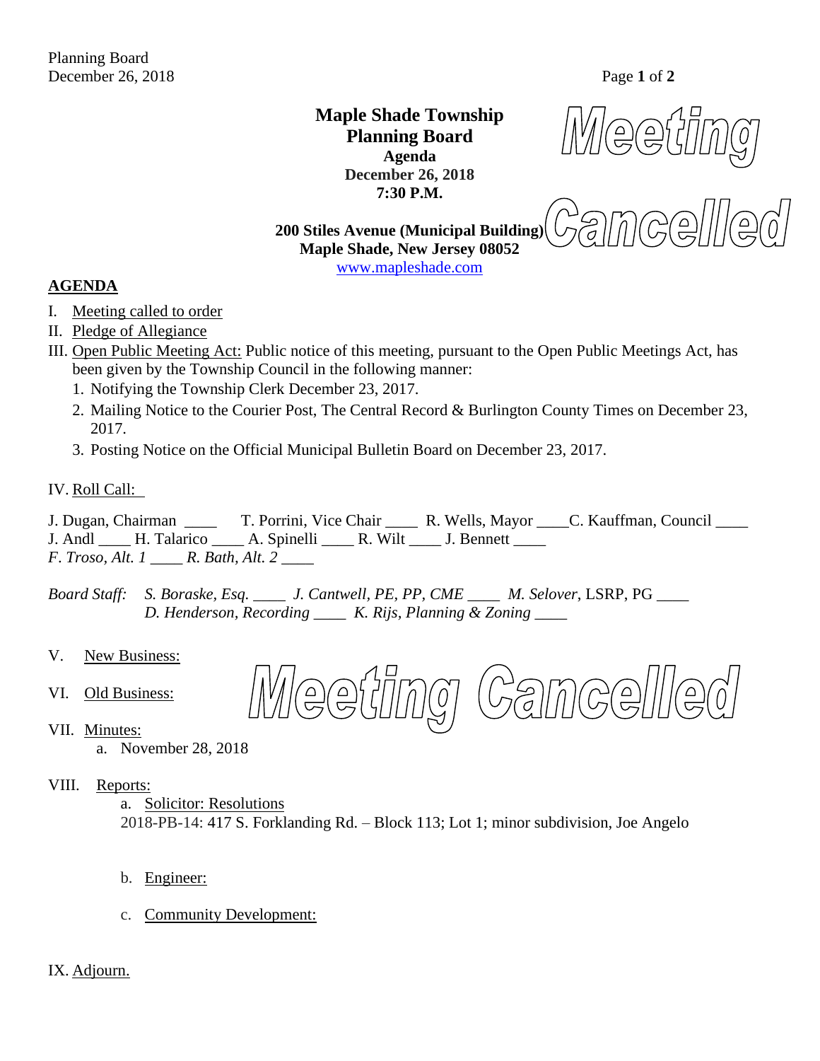**Maple Shade Township**
**Planning Board**
**Agenda**
**December 26, 2018**
**7:30 P.M.**

Meeting Cancelled

**200 Stiles Avenue (Municipal Building)**
**Maple Shade, New Jersey 08052**
www.mapleshade.com

## AGENDA

I. Meeting called to order

II. Pledge of Allegiance

III. Open Public Meeting Act: Public notice of this meeting, pursuant to the Open Public Meetings Act, has been given by the Township Council in the following manner:

1. Notifying the Township Clerk December 23, 2017.
2. Mailing Notice to the Courier Post, The Central Record & Burlington County Times on December 23, 2017.
3. Posting Notice on the Official Municipal Bulletin Board on December 23, 2017.

IV. Roll Call:

J. Dugan, Chairman ____ T. Porrini, Vice Chair ____ R. Wells, Mayor ____ C. Kauffman, Council ____
J. Andl ____ H. Talarico ____ A. Spinelli ____ R. Wilt ____ J. Bennett ____
*F. Troso, Alt. 1* ____ *R. Bath, Alt. 2* ____

*Board Staff:* *S. Boraske, Esq.* ____ *J. Cantwell, PE, PP, CME* ____ *M. Selover*, LSRP, PG ____
*D. Henderson, Recording* ____ *K. Rijs, Planning & Zoning* ____

V. New Business:

VI. Old Business:

Meeting Cancelled

VII. Minutes:

a. November 28, 2018

VIII. Reports:

a. Solicitor: Resolutions
2018-PB-14: 417 S. Forklanding Rd. – Block 113; Lot 1; minor subdivision, Joe Angelo

b. Engineer:

c. Community Development:

IX. Adjourn.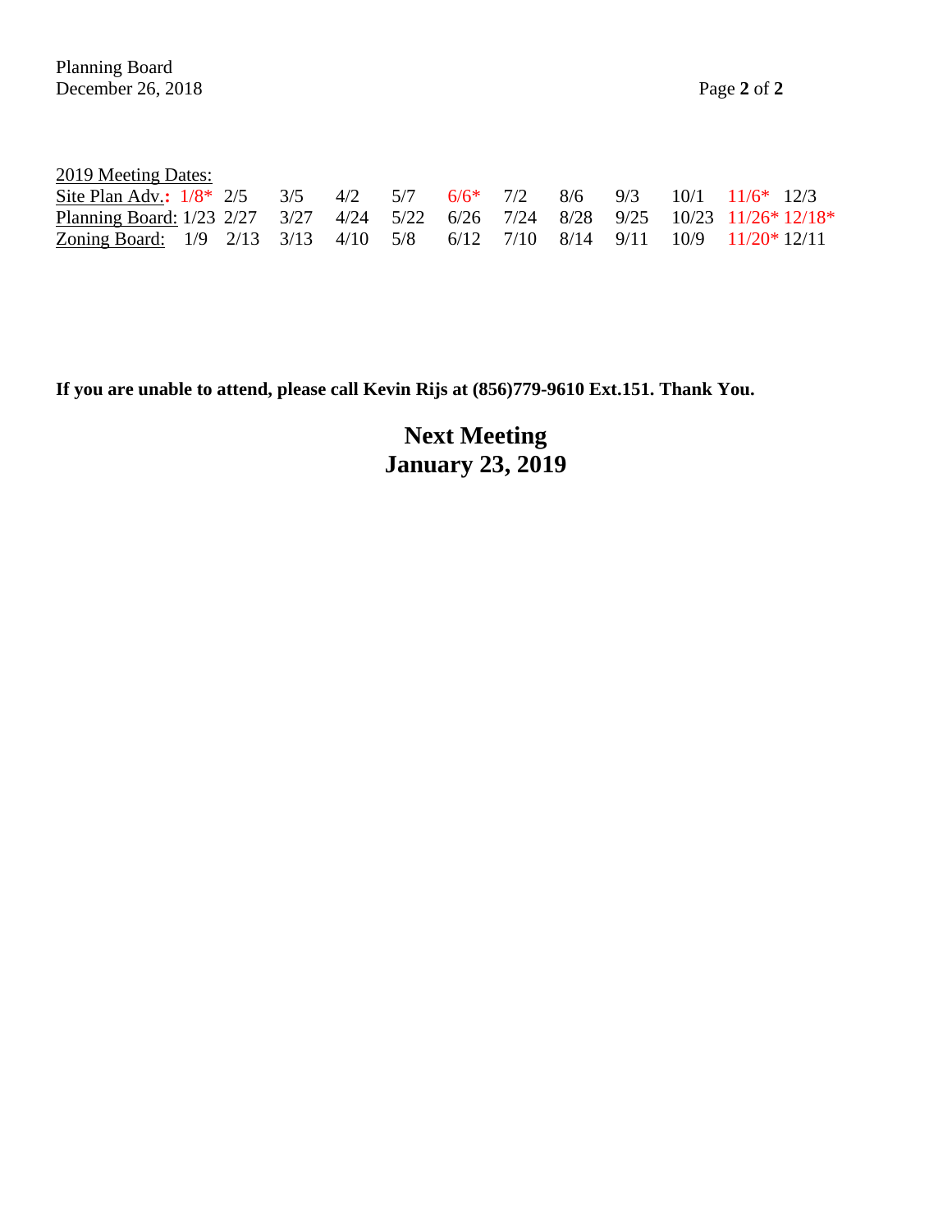2019 Meeting Dates:

| | | | | | | | | | | | | |
|---|---|---|---|---|---|---|---|---|---|---|---|---|
| Site Plan Adv.: | 1/8* | 2/5 | 3/5 | 4/2 | 5/7 | 6/6* | 7/2 | 8/6 | 9/3 | 10/1 | 11/6* | 12/3 |
| Planning Board: | 1/23 | 2/27 | 3/27 | 4/24 | 5/22 | 6/26 | 7/24 | 8/28 | 9/25 | 10/23 | 11/26* | 12/18* |
| Zoning Board: | 1/9 | 2/13 | 3/13 | 4/10 | 5/8 | 6/12 | 7/10 | 8/14 | 9/11 | 10/9 | 11/20* | 12/11 |

**If you are unable to attend, please call Kevin Rijs at (856)779-9610 Ext.151. Thank You.**

**Next Meeting**
**January 23, 2019**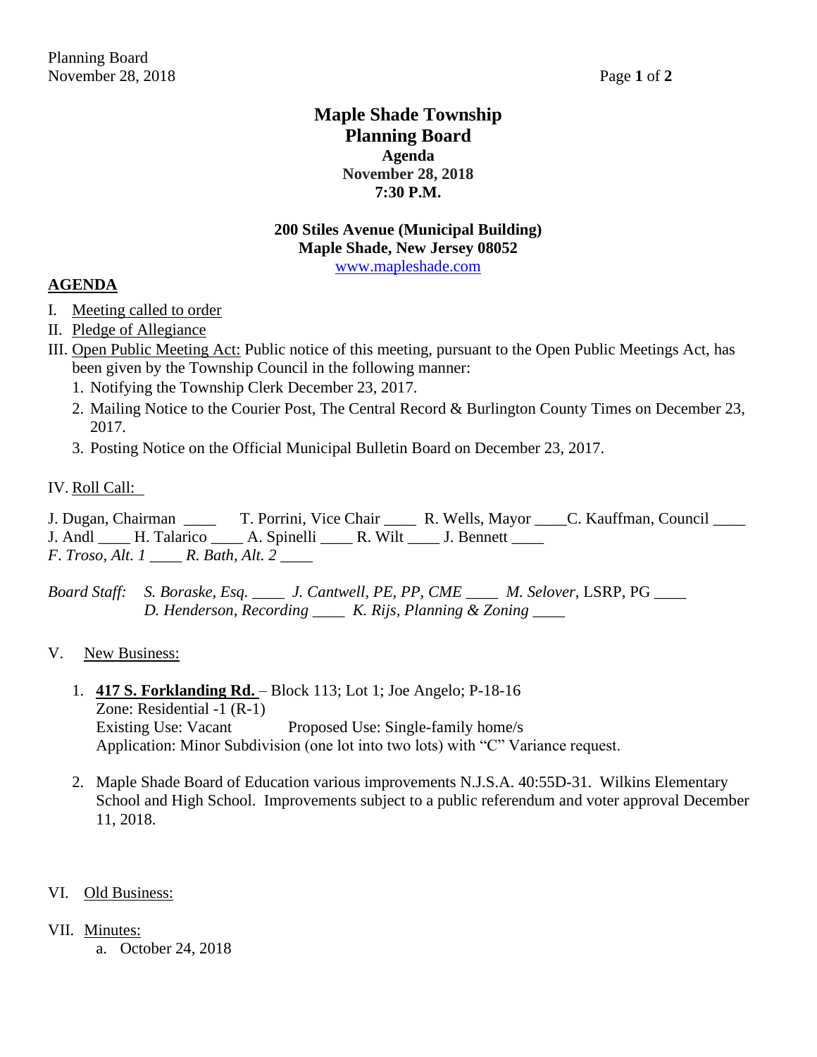# Maple Shade Township
# Planning Board
### Agenda
### November 28, 2018
### 7:30 P.M.

**200 Stiles Avenue (Municipal Building)**
**Maple Shade, New Jersey 08052**
www.mapleshade.com

## AGENDA

I. Meeting called to order

II. Pledge of Allegiance

III. Open Public Meeting Act: Public notice of this meeting, pursuant to the Open Public Meetings Act, has been given by the Township Council in the following manner:

1. Notifying the Township Clerk December 23, 2017.
2. Mailing Notice to the Courier Post, The Central Record & Burlington County Times on December 23, 2017.
3. Posting Notice on the Official Municipal Bulletin Board on December 23, 2017.

IV. Roll Call:

J. Dugan, Chairman ____ T. Porrini, Vice Chair ____ R. Wells, Mayor ____ C. Kauffman, Council ____
J. Andl ____ H. Talarico ____ A. Spinelli ____ R. Wilt ____ J. Bennett ____
*F. Troso, Alt. 1* ____ *R. Bath, Alt. 2* ____

*Board Staff:* *S. Boraske, Esq.* ____ *J. Cantwell, PE, PP, CME* ____ *M. Selover*, LSRP, PG ____
*D. Henderson, Recording* ____ *K. Rijs, Planning & Zoning* ____

V. New Business:

1. **417 S. Forklanding Rd.** – Block 113; Lot 1; Joe Angelo; P-18-16
   Zone: Residential -1 (R-1)
   Existing Use: Vacant    Proposed Use: Single-family home/s
   Application: Minor Subdivision (one lot into two lots) with "C" Variance request.

2. Maple Shade Board of Education various improvements N.J.S.A. 40:55D-31. Wilkins Elementary School and High School. Improvements subject to a public referendum and voter approval December 11, 2018.

VI. Old Business:

VII. Minutes:

a. October 24, 2018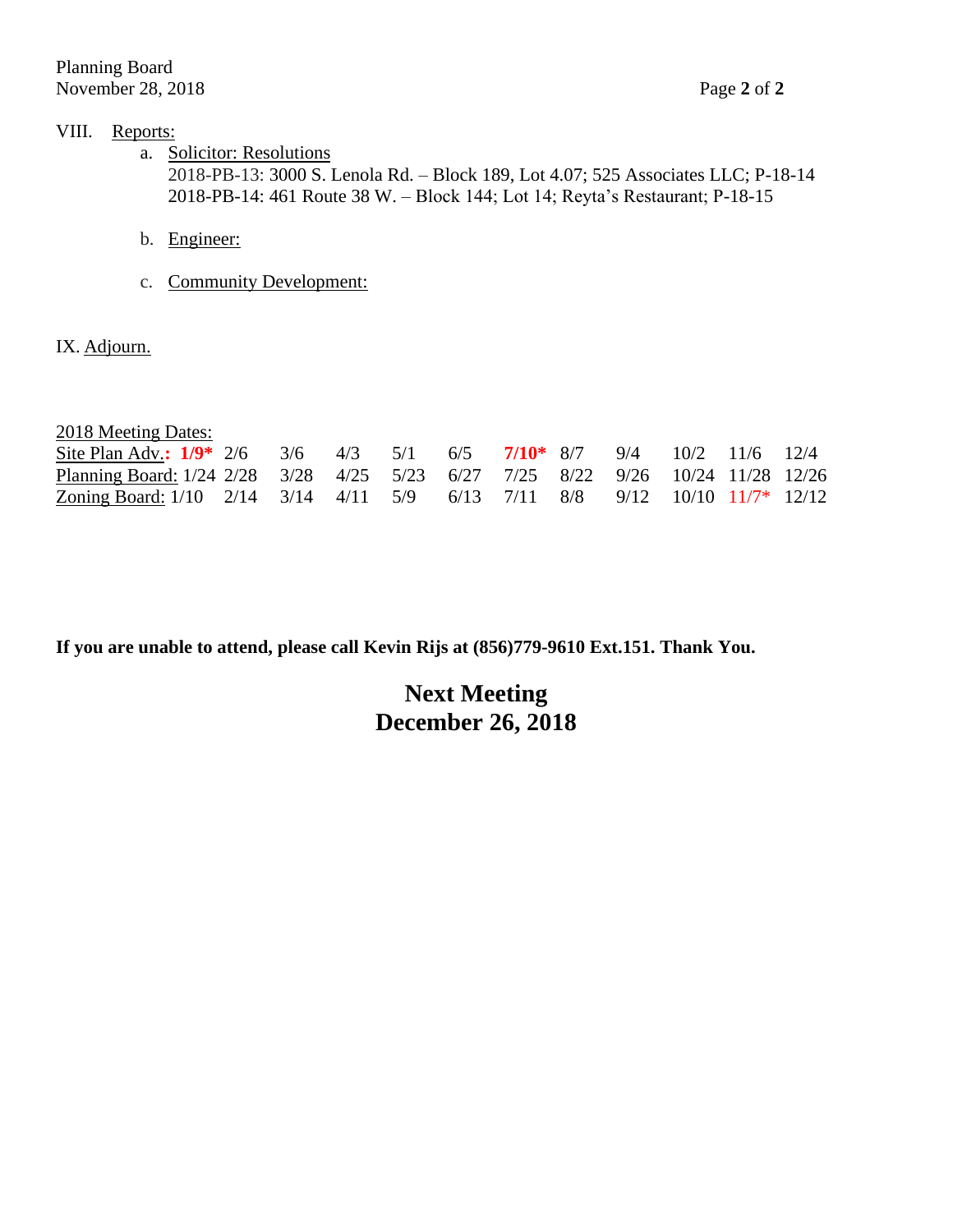VIII. Reports:

a. Solicitor: Resolutions
   2018-PB-13: 3000 S. Lenola Rd. – Block 189, Lot 4.07; 525 Associates LLC; P-18-14
   2018-PB-14: 461 Route 38 W. – Block 144; Lot 14; Reyta's Restaurant; P-18-15

b. Engineer:

c. Community Development:

IX. Adjourn.

2018 Meeting Dates:

| | | | | | | | | | | | | |
|---|---|---|---|---|---|---|---|---|---|---|---|---|
| Site Plan Adv.: | **1/9*** | 2/6 | 3/6 | 4/3 | 5/1 | 6/5 | **7/10*** | 8/7 | 9/4 | 10/2 | 11/6 | 12/4 |
| Planning Board: | 1/24 | 2/28 | 3/28 | 4/25 | 5/23 | 6/27 | 7/25 | 8/22 | 9/26 | 10/24 | 11/28 | 12/26 |
| Zoning Board: | 1/10 | 2/14 | 3/14 | 4/11 | 5/9 | 6/13 | 7/11 | 8/8 | 9/12 | 10/10 | 11/7* | 12/12 |

**If you are unable to attend, please call Kevin Rijs at (856)779-9610 Ext.151. Thank You.**

**Next Meeting**
**December 26, 2018**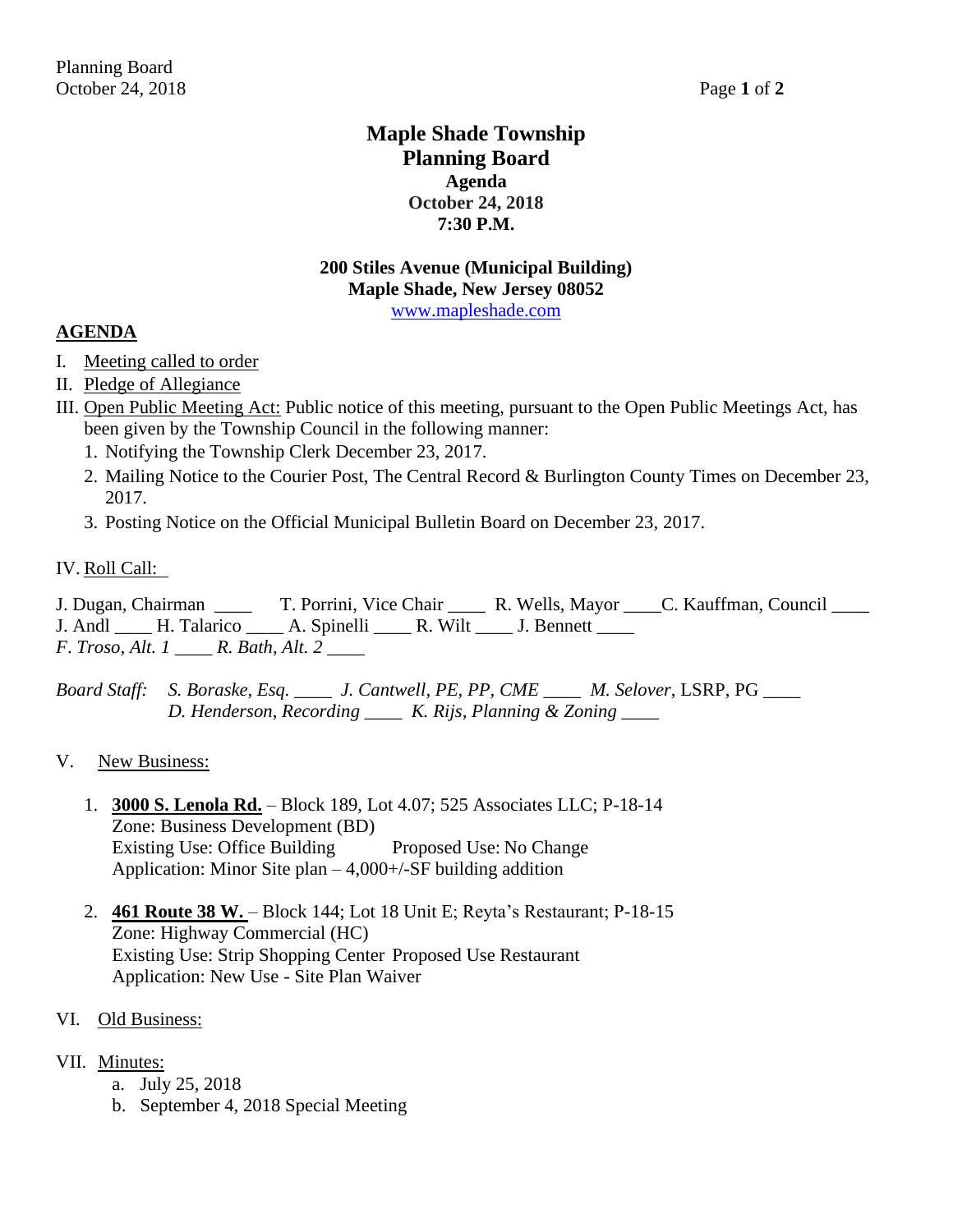# Maple Shade Township
# Planning Board
### Agenda
### October 24, 2018
### 7:30 P.M.

**200 Stiles Avenue (Municipal Building)**
**Maple Shade, New Jersey 08052**
www.mapleshade.com

## AGENDA

I. Meeting called to order

II. Pledge of Allegiance

III. Open Public Meeting Act: Public notice of this meeting, pursuant to the Open Public Meetings Act, has been given by the Township Council in the following manner:

1. Notifying the Township Clerk December 23, 2017.
2. Mailing Notice to the Courier Post, The Central Record & Burlington County Times on December 23, 2017.
3. Posting Notice on the Official Municipal Bulletin Board on December 23, 2017.

IV. Roll Call:

J. Dugan, Chairman ____ T. Porrini, Vice Chair ____ R. Wells, Mayor ____ C. Kauffman, Council ____
J. Andl ____ H. Talarico ____ A. Spinelli ____ R. Wilt ____ J. Bennett ____
*F. Troso, Alt. 1* ____ *R. Bath, Alt. 2* ____

*Board Staff:* *S. Boraske, Esq.* ____ *J. Cantwell, PE, PP, CME* ____ *M. Selover*, LSRP, PG ____
*D. Henderson, Recording* ____ *K. Rijs, Planning & Zoning* ____

V. New Business:

1. **3000 S. Lenola Rd.** – Block 189, Lot 4.07; 525 Associates LLC; P-18-14
   Zone: Business Development (BD)
   Existing Use: Office Building Proposed Use: No Change
   Application: Minor Site plan – 4,000+/-SF building addition

2. **461 Route 38 W.** – Block 144; Lot 18 Unit E; Reyta's Restaurant; P-18-15
   Zone: Highway Commercial (HC)
   Existing Use: Strip Shopping Center Proposed Use Restaurant
   Application: New Use - Site Plan Waiver

VI. Old Business:

VII. Minutes:

a. July 25, 2018
b. September 4, 2018 Special Meeting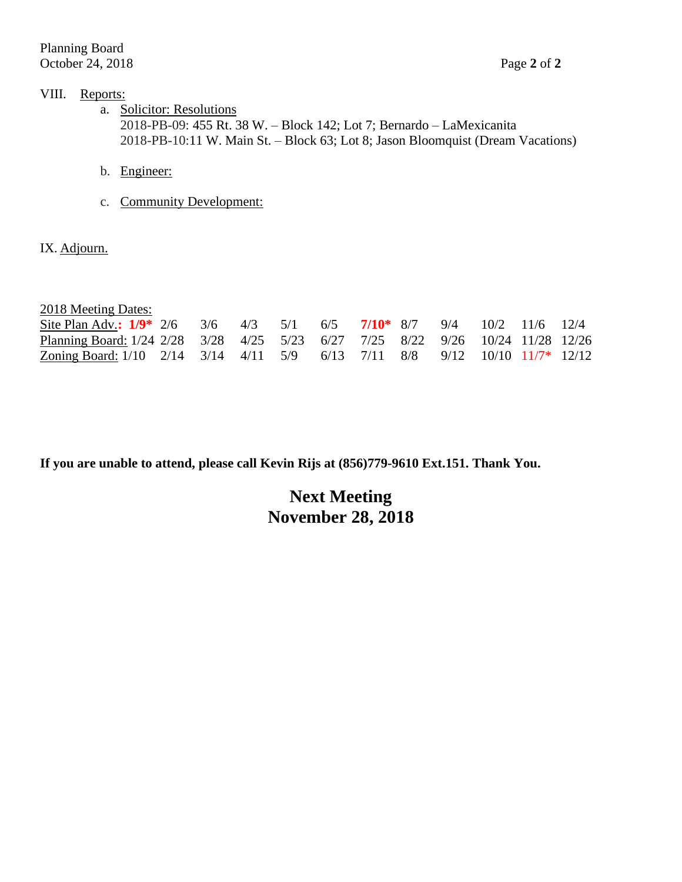VIII. Reports:

a. Solicitor: Resolutions
   2018-PB-09: 455 Rt. 38 W. – Block 142; Lot 7; Bernardo – LaMexicanita
   2018-PB-10:11 W. Main St. – Block 63; Lot 8; Jason Bloomquist (Dream Vacations)

b. Engineer:

c. Community Development:

IX. Adjourn.

2018 Meeting Dates:

| | | | | | | | | | | | | |
|---|---|---|---|---|---|---|---|---|---|---|---|---|
| Site Plan Adv.: | **1/9*** | 2/6 | 3/6 | 4/3 | 5/1 | 6/5 | **7/10*** | 8/7 | 9/4 | 10/2 | 11/6 | 12/4 |
| Planning Board: | 1/24 | 2/28 | 3/28 | 4/25 | 5/23 | 6/27 | 7/25 | 8/22 | 9/26 | 10/24 | 11/28 | 12/26 |
| Zoning Board: | 1/10 | 2/14 | 3/14 | 4/11 | 5/9 | 6/13 | 7/11 | 8/8 | 9/12 | 10/10 | 11/7* | 12/12 |

**If you are unable to attend, please call Kevin Rijs at (856)779-9610 Ext.151. Thank You.**

**Next Meeting**
**November 28, 2018**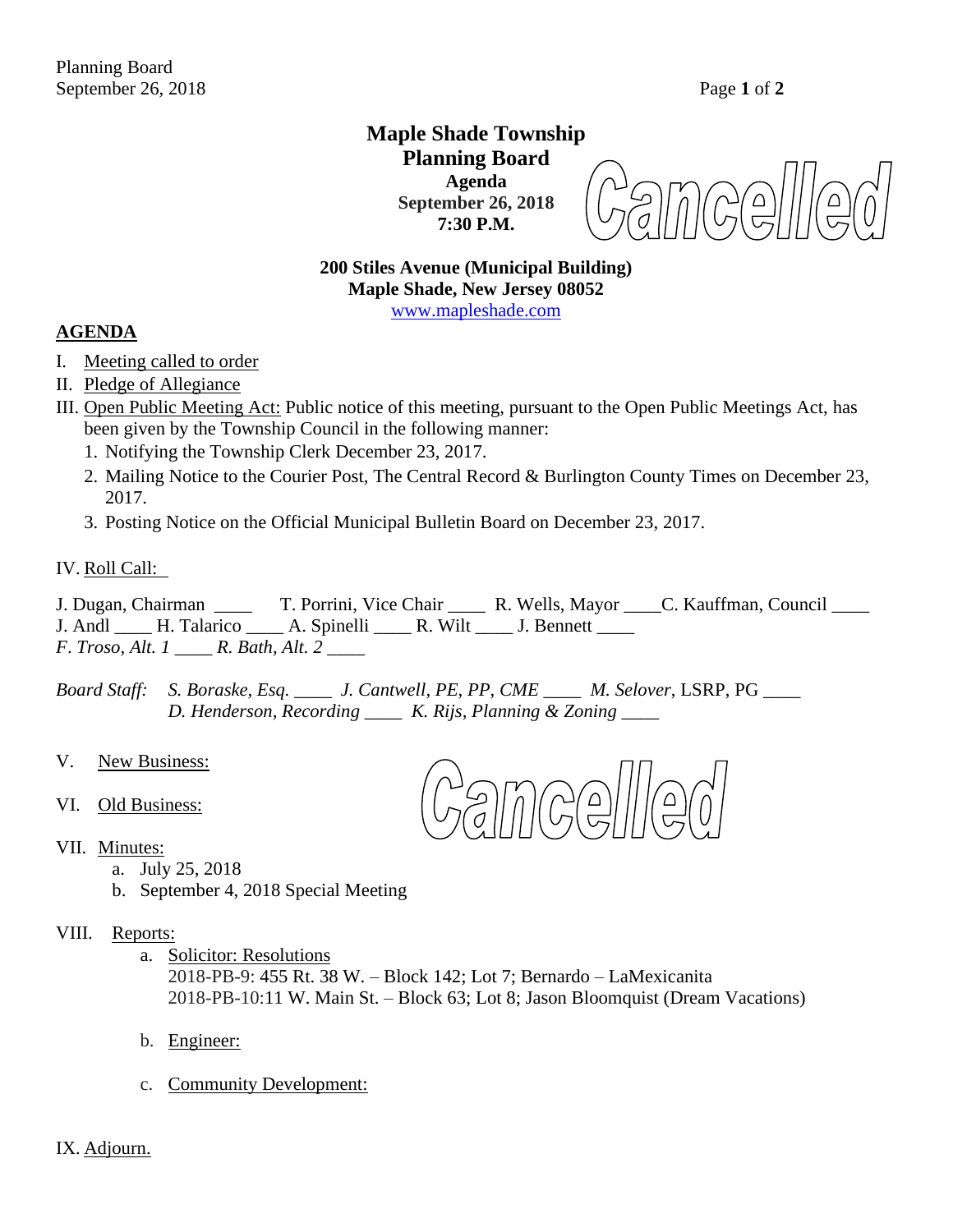# Maple Shade Township
## Planning Board

**Agenda**
**September 26, 2018**
**7:30 P.M.**

Cancelled

**200 Stiles Avenue (Municipal Building)**
**Maple Shade, New Jersey 08052**
www.mapleshade.com

## AGENDA

I. Meeting called to order

II. Pledge of Allegiance

III. Open Public Meeting Act: Public notice of this meeting, pursuant to the Open Public Meetings Act, has been given by the Township Council in the following manner:

1. Notifying the Township Clerk December 23, 2017.
2. Mailing Notice to the Courier Post, The Central Record & Burlington County Times on December 23, 2017.
3. Posting Notice on the Official Municipal Bulletin Board on December 23, 2017.

IV. Roll Call:

J. Dugan, Chairman ____ T. Porrini, Vice Chair ____ R. Wells, Mayor ____C. Kauffman, Council ____
J. Andl ____ H. Talarico ____ A. Spinelli ____ R. Wilt ____ J. Bennett ____
*F. Troso, Alt. 1* ____ *R. Bath, Alt. 2* ____

*Board Staff:* *S. Boraske, Esq.* ____ *J. Cantwell, PE, PP, CME* ____ *M. Selover*, LSRP, PG ____
*D. Henderson, Recording* ____ *K. Rijs, Planning & Zoning* ____

V. New Business:

VI. Old Business:

Cancelled

VII. Minutes:

a. July 25, 2018
b. September 4, 2018 Special Meeting

VIII. Reports:

a. Solicitor: Resolutions
2018-PB-9: 455 Rt. 38 W. – Block 142; Lot 7; Bernardo – LaMexicanita
2018-PB-10:11 W. Main St. – Block 63; Lot 8; Jason Bloomquist (Dream Vacations)

b. Engineer:

c. Community Development:

IX. Adjourn.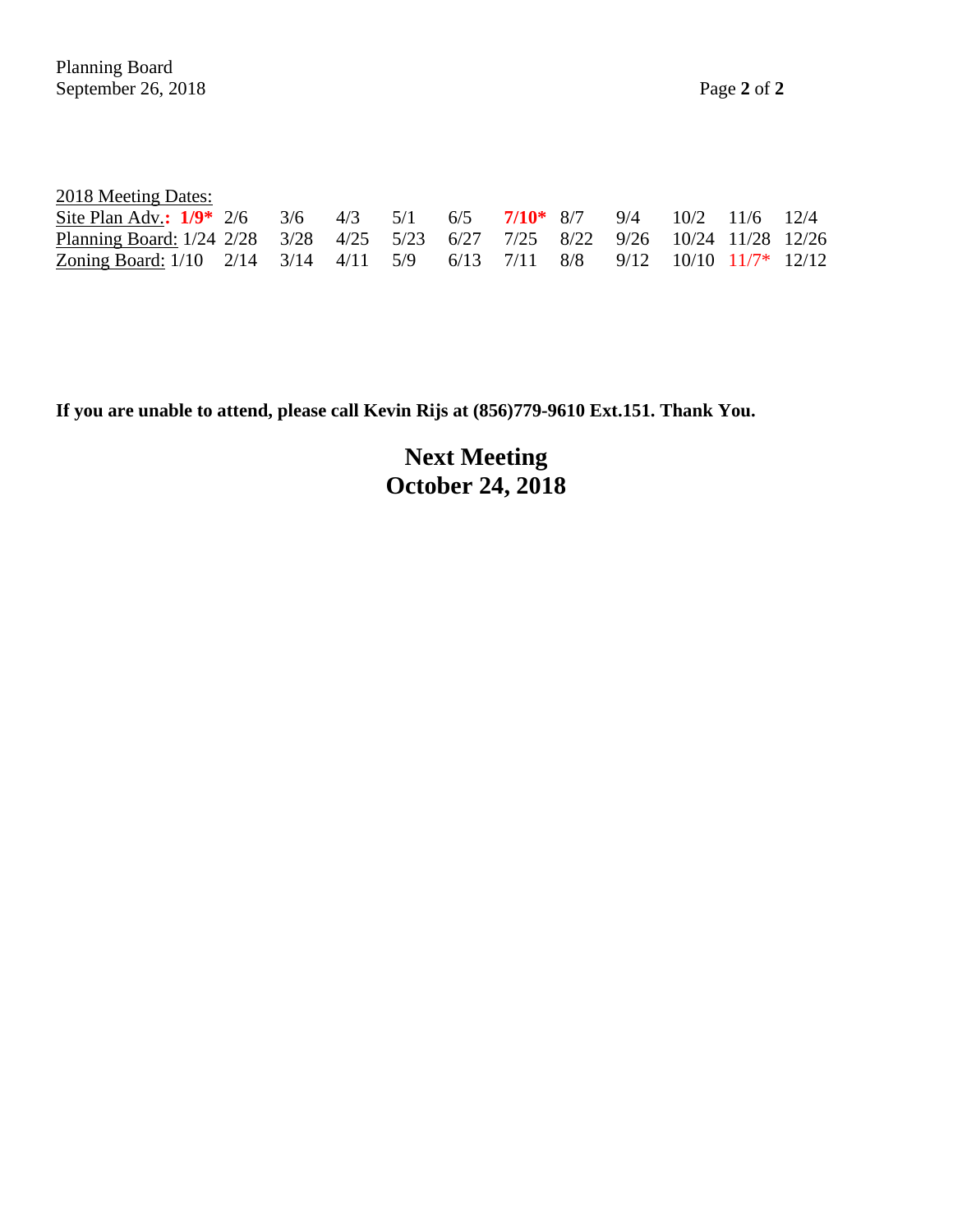2018 Meeting Dates:

| | | | | | | | | | | | |
|---|---|---|---|---|---|---|---|---|---|---|---|
| Site Plan Adv.: | **1/9*** 2/6 | 3/6 | 4/3 | 5/1 | 6/5 | **7/10*** | 8/7 | 9/4 | 10/2 | 11/6 | 12/4 |
| Planning Board: | 1/24 2/28 | 3/28 | 4/25 | 5/23 | 6/27 | 7/25 | 8/22 | 9/26 | 10/24 | 11/28 | 12/26 |
| Zoning Board: | 1/10 2/14 | 3/14 | 4/11 | 5/9 | 6/13 | 7/11 | 8/8 | 9/12 | 10/10 | 11/7* | 12/12 |

**If you are unable to attend, please call Kevin Rijs at (856)779-9610 Ext.151. Thank You.**

## Next Meeting
## October 24, 2018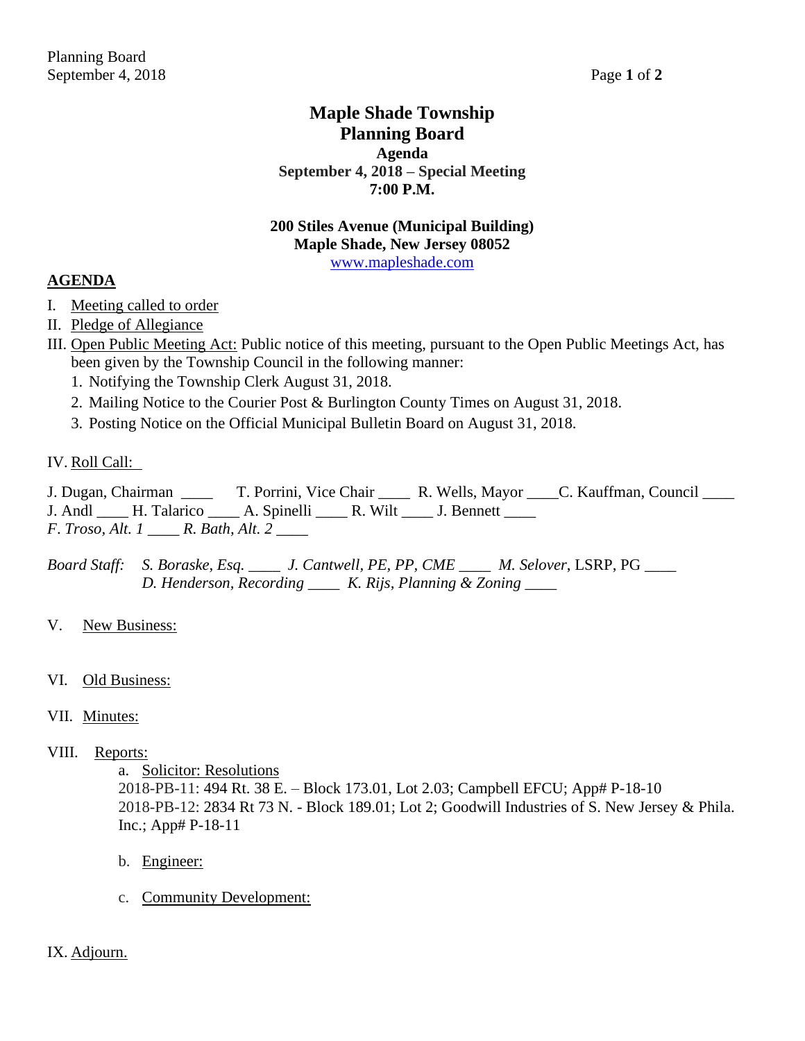# Maple Shade Township
# Planning Board
## Agenda
### September 4, 2018 – Special Meeting
### 7:00 P.M.

**200 Stiles Avenue (Municipal Building)**
**Maple Shade, New Jersey 08052**
www.mapleshade.com

## AGENDA

I. Meeting called to order

II. Pledge of Allegiance

III. Open Public Meeting Act: Public notice of this meeting, pursuant to the Open Public Meetings Act, has been given by the Township Council in the following manner:

1. Notifying the Township Clerk August 31, 2018.
2. Mailing Notice to the Courier Post & Burlington County Times on August 31, 2018.
3. Posting Notice on the Official Municipal Bulletin Board on August 31, 2018.

IV. Roll Call:

J. Dugan, Chairman ____ T. Porrini, Vice Chair ____ R. Wells, Mayor ____ C. Kauffman, Council ____
J. Andl ____ H. Talarico ____ A. Spinelli ____ R. Wilt ____ J. Bennett ____
*F. Troso, Alt. 1* ____ *R. Bath, Alt. 2* ____

*Board Staff:* *S. Boraske, Esq.* ____ *J. Cantwell, PE, PP, CME* ____ *M. Selover*, LSRP, PG ____
*D. Henderson, Recording* ____ *K. Rijs, Planning & Zoning* ____

V. New Business:

VI. Old Business:

VII. Minutes:

VIII. Reports:

a. Solicitor: Resolutions
2018-PB-11: 494 Rt. 38 E. – Block 173.01, Lot 2.03; Campbell EFCU; App# P-18-10
2018-PB-12: 2834 Rt 73 N. - Block 189.01; Lot 2; Goodwill Industries of S. New Jersey & Phila. Inc.; App# P-18-11

b. Engineer:

c. Community Development:

IX. Adjourn.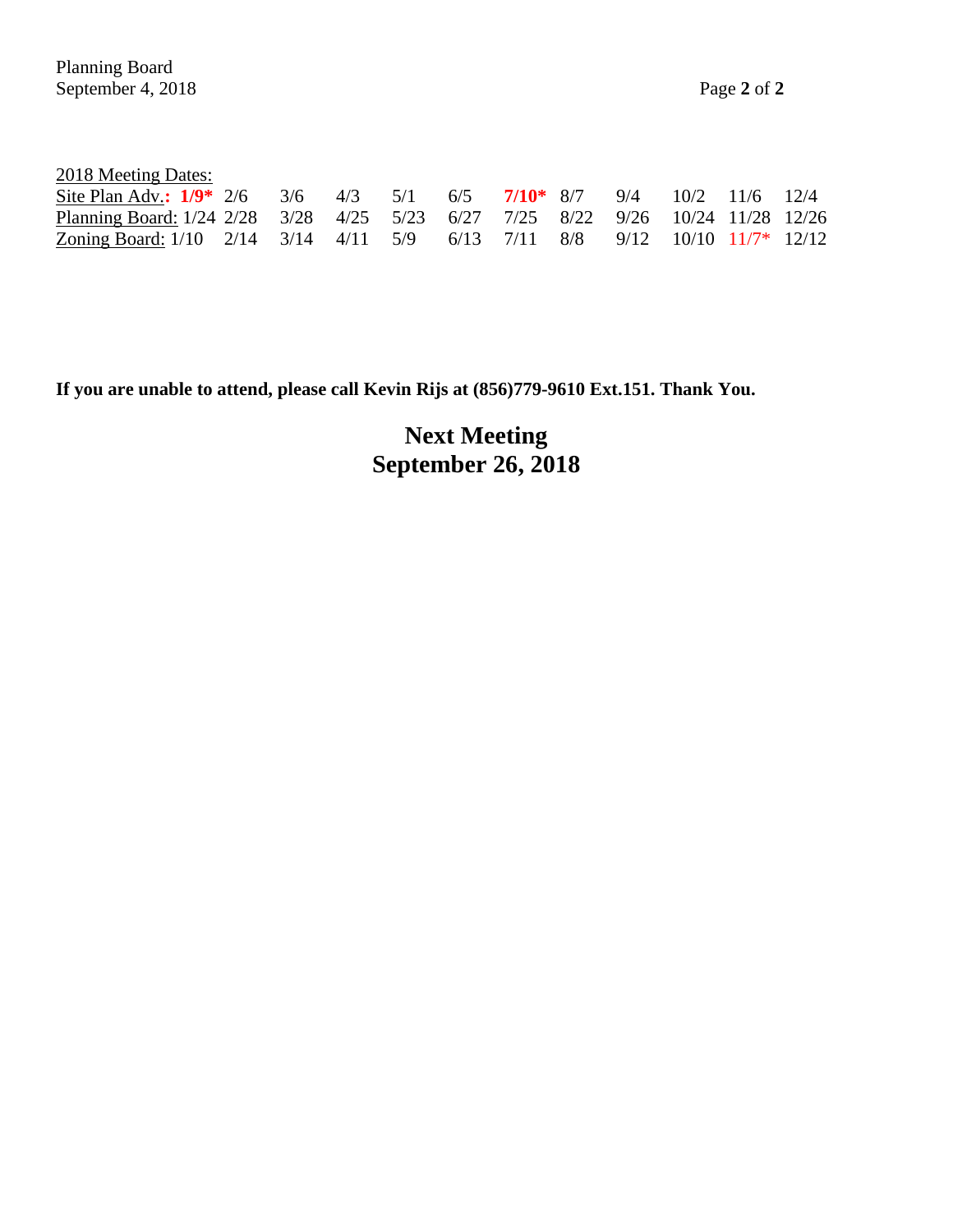2018 Meeting Dates:

| | | | | | | | | | | | |
|---|---|---|---|---|---|---|---|---|---|---|---|
| Site Plan Adv.: | **1/9*** | 2/6 | 3/6 | 4/3 | 5/1 | 6/5 | **7/10*** | 8/7 | 9/4 | 10/2 | 11/6 | 12/4 |
| Planning Board: | 1/24 | 2/28 | 3/28 | 4/25 | 5/23 | 6/27 | 7/25 | 8/22 | 9/26 | 10/24 | 11/28 | 12/26 |
| Zoning Board: | 1/10 | 2/14 | 3/14 | 4/11 | 5/9 | 6/13 | 7/11 | 8/8 | 9/12 | 10/10 | 11/7* | 12/12 |

**If you are unable to attend, please call Kevin Rijs at (856)779-9610 Ext.151. Thank You.**

## Next Meeting
## September 26, 2018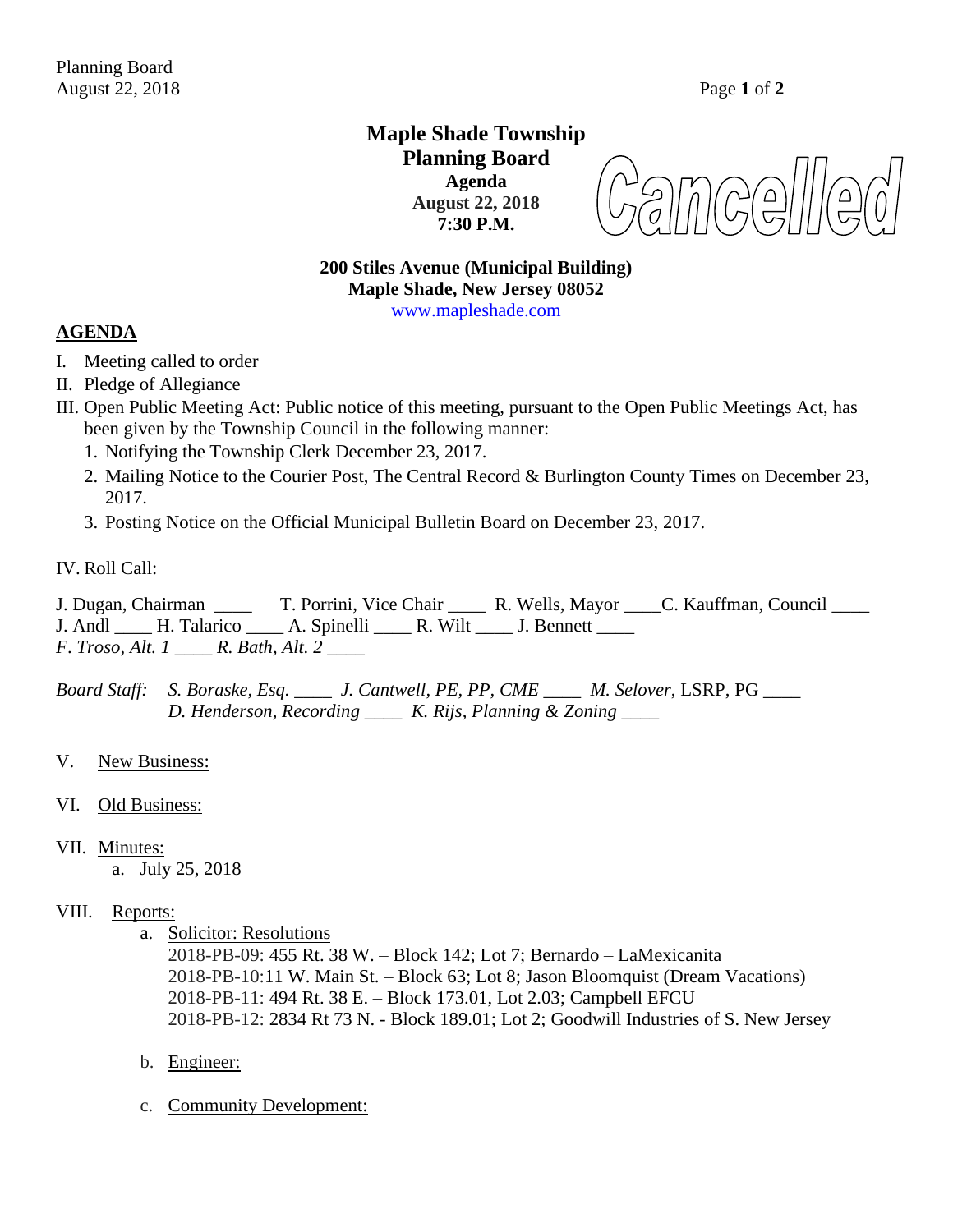# Maple Shade Township
## Planning Board
**Agenda**
**August 22, 2018**
**7:30 P.M.**

Cancelled

**200 Stiles Avenue (Municipal Building)**
**Maple Shade, New Jersey 08052**
www.mapleshade.com

## AGENDA

I. Meeting called to order

II. Pledge of Allegiance

III. Open Public Meeting Act: Public notice of this meeting, pursuant to the Open Public Meetings Act, has been given by the Township Council in the following manner:
1. Notifying the Township Clerk December 23, 2017.
2. Mailing Notice to the Courier Post, The Central Record & Burlington County Times on December 23, 2017.
3. Posting Notice on the Official Municipal Bulletin Board on December 23, 2017.

IV. Roll Call:

J. Dugan, Chairman ____ T. Porrini, Vice Chair ____ R. Wells, Mayor ____ C. Kauffman, Council ____
J. Andl ____ H. Talarico ____ A. Spinelli ____ R. Wilt ____ J. Bennett ____
*F. Troso, Alt. 1* ____ *R. Bath, Alt. 2* ____

*Board Staff:* *S. Boraske, Esq.* ____ *J. Cantwell, PE, PP, CME* ____ *M. Selover*, LSRP, PG ____
*D. Henderson, Recording* ____ *K. Rijs, Planning & Zoning* ____

V. New Business:

VI. Old Business:

VII. Minutes:
a. July 25, 2018

VIII. Reports:
a. Solicitor: Resolutions
   2018-PB-09: 455 Rt. 38 W. – Block 142; Lot 7; Bernardo – LaMexicanita
   2018-PB-10:11 W. Main St. – Block 63; Lot 8; Jason Bloomquist (Dream Vacations)
   2018-PB-11: 494 Rt. 38 E. – Block 173.01, Lot 2.03; Campbell EFCU
   2018-PB-12: 2834 Rt 73 N. - Block 189.01; Lot 2; Goodwill Industries of S. New Jersey

b. Engineer:

c. Community Development: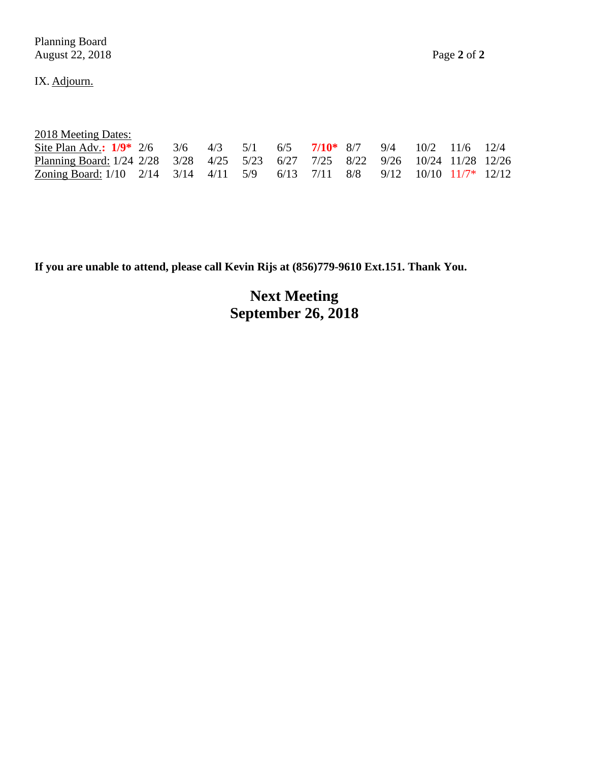IX. Adjourn.

2018 Meeting Dates:

| | | | | | | | | | | | | |
|---|---|---|---|---|---|---|---|---|---|---|---|---|
| Site Plan Adv.: | **1/9*** | 2/6 | 3/6 | 4/3 | 5/1 | 6/5 | **7/10*** | 8/7 | 9/4 | 10/2 | 11/6 | 12/4 |
| Planning Board: | 1/24 | 2/28 | 3/28 | 4/25 | 5/23 | 6/27 | 7/25 | 8/22 | 9/26 | 10/24 | 11/28 | 12/26 |
| Zoning Board: | 1/10 | 2/14 | 3/14 | 4/11 | 5/9 | 6/13 | 7/11 | 8/8 | 9/12 | 10/10 | 11/7* | 12/12 |

**If you are unable to attend, please call Kevin Rijs at (856)779-9610 Ext.151. Thank You.**

## Next Meeting
## September 26, 2018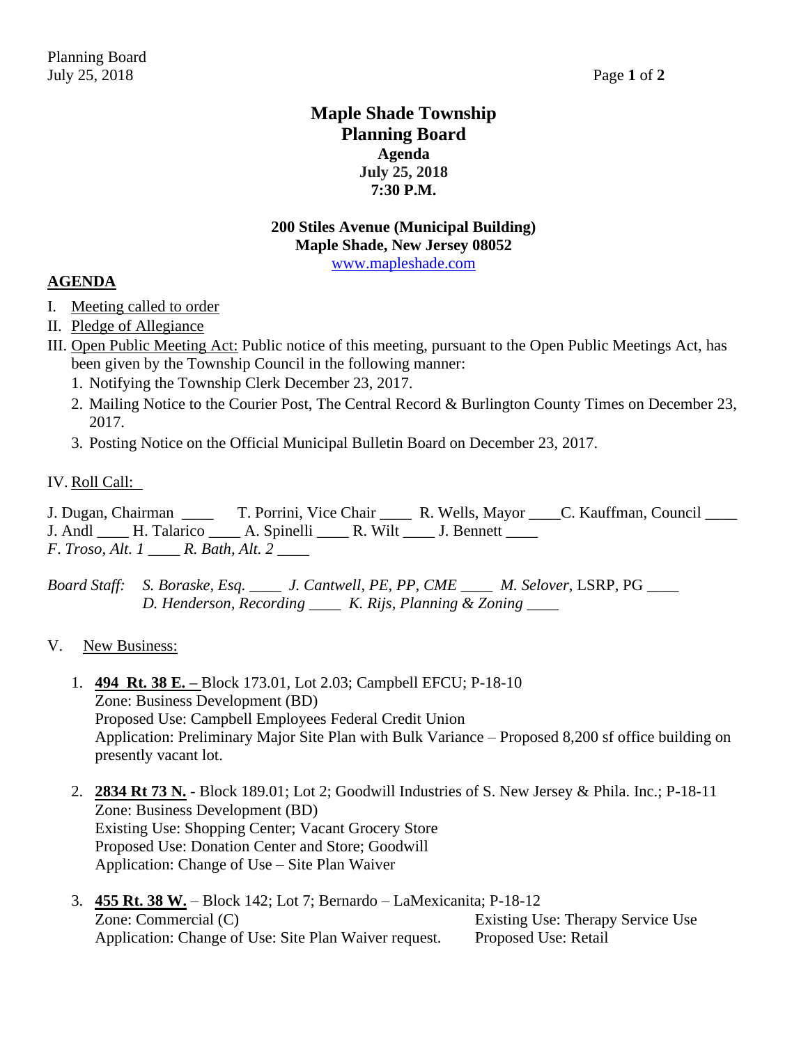# Maple Shade Township
# Planning Board
### Agenda
### July 25, 2018
### 7:30 P.M.

**200 Stiles Avenue (Municipal Building)**
**Maple Shade, New Jersey 08052**
www.mapleshade.com

## AGENDA

I. Meeting called to order

II. Pledge of Allegiance

III. Open Public Meeting Act: Public notice of this meeting, pursuant to the Open Public Meetings Act, has been given by the Township Council in the following manner:

1. Notifying the Township Clerk December 23, 2017.
2. Mailing Notice to the Courier Post, The Central Record & Burlington County Times on December 23, 2017.
3. Posting Notice on the Official Municipal Bulletin Board on December 23, 2017.

IV. Roll Call:

J. Dugan, Chairman ____ T. Porrini, Vice Chair ____ R. Wells, Mayor ____C. Kauffman, Council ____
J. Andl ____ H. Talarico ____ A. Spinelli ____ R. Wilt ____ J. Bennett ____
*F. Troso, Alt. 1 ____ R. Bath, Alt. 2 ____*

*Board Staff: S. Boraske, Esq. ____ J. Cantwell, PE, PP, CME ____ M. Selover*, LSRP, PG ____
*D. Henderson, Recording ____ K. Rijs, Planning & Zoning ____*

V. New Business:

1. **494 Rt. 38 E. –** Block 173.01, Lot 2.03; Campbell EFCU; P-18-10
   Zone: Business Development (BD)
   Proposed Use: Campbell Employees Federal Credit Union
   Application: Preliminary Major Site Plan with Bulk Variance – Proposed 8,200 sf office building on presently vacant lot.

2. **2834 Rt 73 N.** - Block 189.01; Lot 2; Goodwill Industries of S. New Jersey & Phila. Inc.; P-18-11
   Zone: Business Development (BD)
   Existing Use: Shopping Center; Vacant Grocery Store
   Proposed Use: Donation Center and Store; Goodwill
   Application: Change of Use – Site Plan Waiver

3. **455 Rt. 38 W.** – Block 142; Lot 7; Bernardo – LaMexicanita; P-18-12
   Zone: Commercial (C)
   Existing Use: Therapy Service Use
   Application: Change of Use: Site Plan Waiver request.
   Proposed Use: Retail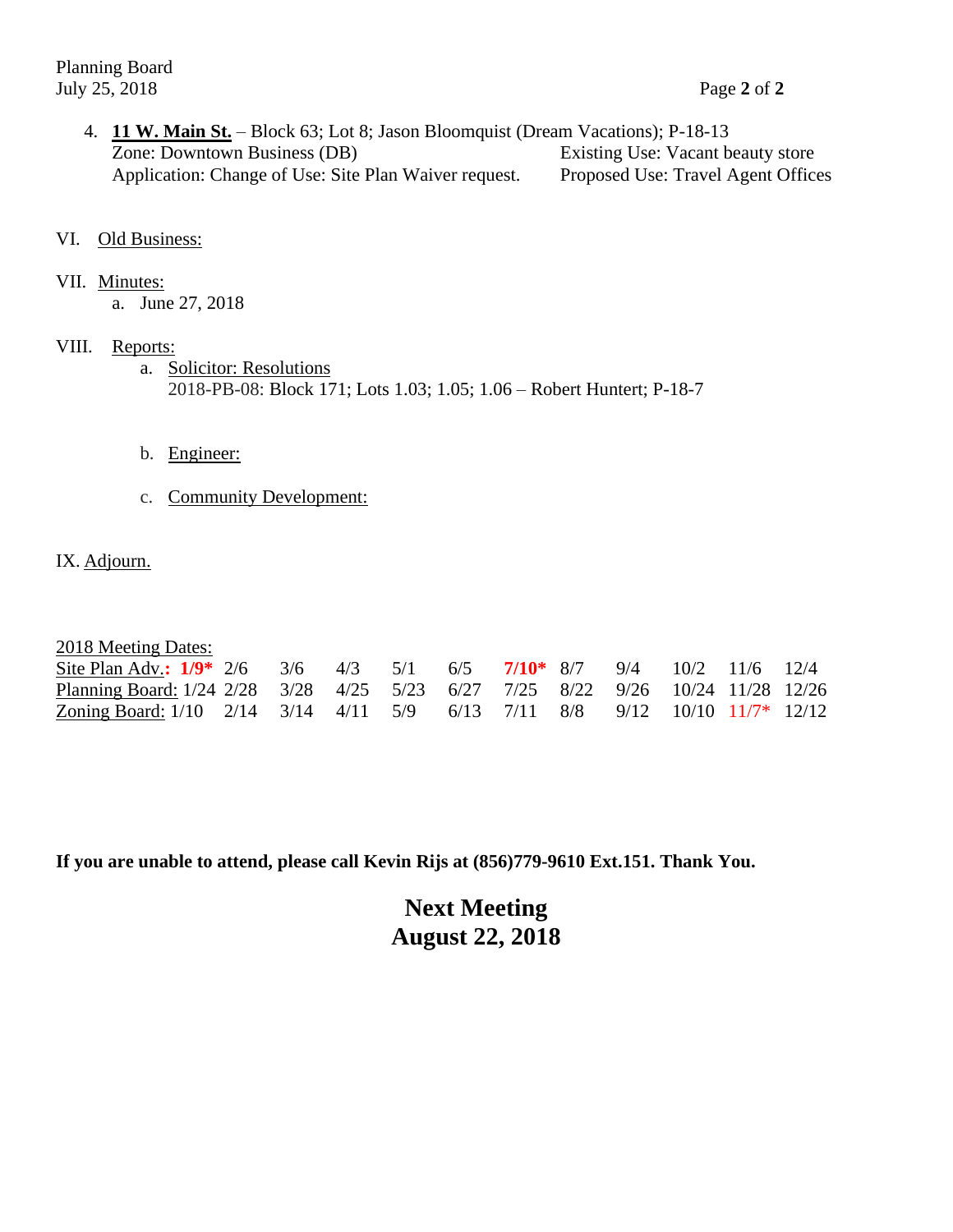4. **11 W. Main St.** – Block 63; Lot 8; Jason Bloomquist (Dream Vacations); P-18-13
   Zone: Downtown Business (DB) Existing Use: Vacant beauty store
   Application: Change of Use: Site Plan Waiver request. Proposed Use: Travel Agent Offices

VI. Old Business:

VII. Minutes:
   a. June 27, 2018

VIII. Reports:
   a. Solicitor: Resolutions
   2018-PB-08: Block 171; Lots 1.03; 1.05; 1.06 – Robert Huntert; P-18-7

   b. Engineer:

   c. Community Development:

IX. Adjourn.

2018 Meeting Dates:

| | | | | | | | | | | | | |
|---|---|---|---|---|---|---|---|---|---|---|---|---|
| Site Plan Adv.: | **1/9*** | 2/6 | 3/6 | 4/3 | 5/1 | 6/5 | **7/10*** | 8/7 | 9/4 | 10/2 | 11/6 | 12/4 |
| Planning Board: | 1/24 | 2/28 | 3/28 | 4/25 | 5/23 | 6/27 | 7/25 | 8/22 | 9/26 | 10/24 | 11/28 | 12/26 |
| Zoning Board: | 1/10 | 2/14 | 3/14 | 4/11 | 5/9 | 6/13 | 7/11 | 8/8 | 9/12 | 10/10 | 11/7* | 12/12 |

**If you are unable to attend, please call Kevin Rijs at (856)779-9610 Ext.151. Thank You.**

**Next Meeting**
**August 22, 2018**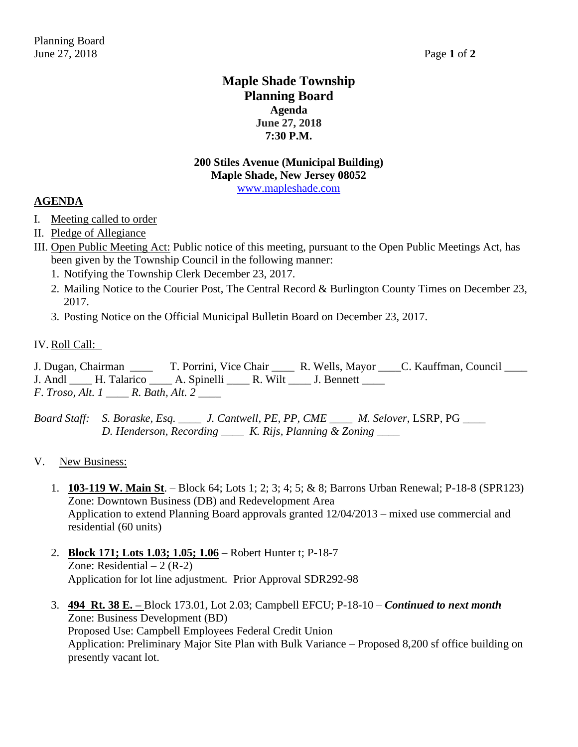# Maple Shade Township
# Planning Board
## Agenda
## June 27, 2018
## 7:30 P.M.

**200 Stiles Avenue (Municipal Building)**
**Maple Shade, New Jersey 08052**
www.mapleshade.com

## AGENDA

I. Meeting called to order

II. Pledge of Allegiance

III. Open Public Meeting Act: Public notice of this meeting, pursuant to the Open Public Meetings Act, has been given by the Township Council in the following manner:
   1. Notifying the Township Clerk December 23, 2017.
   2. Mailing Notice to the Courier Post, The Central Record & Burlington County Times on December 23, 2017.
   3. Posting Notice on the Official Municipal Bulletin Board on December 23, 2017.

IV. Roll Call:

J. Dugan, Chairman ____ T. Porrini, Vice Chair ____ R. Wells, Mayor ____C. Kauffman, Council ____
J. Andl ____ H. Talarico ____ A. Spinelli ____ R. Wilt ____ J. Bennett ____
*F. Troso, Alt. 1 ____ R. Bath, Alt. 2 ____*

*Board Staff: S. Boraske, Esq. ____ J. Cantwell, PE, PP, CME ____ M. Selover*, LSRP, PG ____
*D. Henderson, Recording ____ K. Rijs, Planning & Zoning ____*

V. New Business:

1. **103-119 W. Main St**. – Block 64; Lots 1; 2; 3; 4; 5; & 8; Barrons Urban Renewal; P-18-8 (SPR123)
   Zone: Downtown Business (DB) and Redevelopment Area
   Application to extend Planning Board approvals granted 12/04/2013 – mixed use commercial and residential (60 units)

2. **Block 171; Lots 1.03; 1.05; 1.06** – Robert Hunter t; P-18-7
   Zone: Residential – 2 (R-2)
   Application for lot line adjustment. Prior Approval SDR292-98

3. **494 Rt. 38 E. –** Block 173.01, Lot 2.03; Campbell EFCU; P-18-10 – ***Continued to next month***
   Zone: Business Development (BD)
   Proposed Use: Campbell Employees Federal Credit Union
   Application: Preliminary Major Site Plan with Bulk Variance – Proposed 8,200 sf office building on presently vacant lot.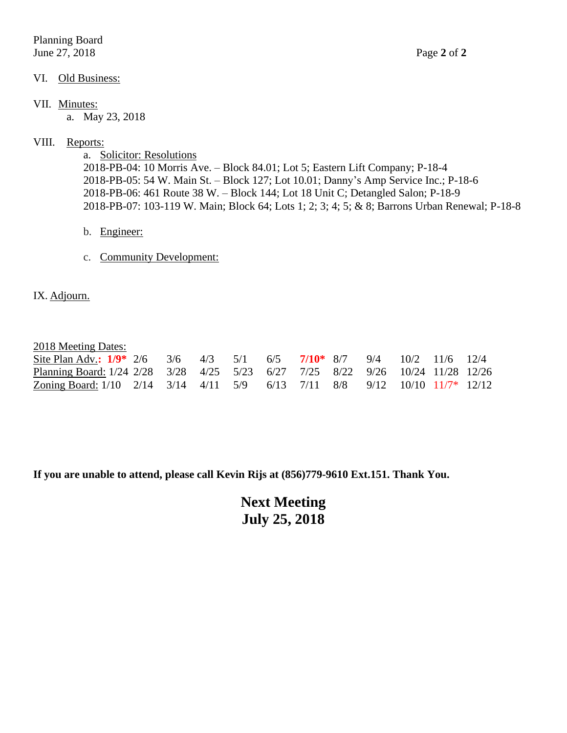VI. Old Business:

VII. Minutes:

a. May 23, 2018

VIII. Reports:

a. Solicitor: Resolutions

2018-PB-04: 10 Morris Ave. – Block 84.01; Lot 5; Eastern Lift Company; P-18-4
2018-PB-05: 54 W. Main St. – Block 127; Lot 10.01; Danny's Amp Service Inc.; P-18-6
2018-PB-06: 461 Route 38 W. – Block 144; Lot 18 Unit C; Detangled Salon; P-18-9
2018-PB-07: 103-119 W. Main; Block 64; Lots 1; 2; 3; 4; 5; & 8; Barrons Urban Renewal; P-18-8

b. Engineer:

c. Community Development:

IX. Adjourn.

2018 Meeting Dates:

| | | | | | | | | | | | | |
|---|---|---|---|---|---|---|---|---|---|---|---|---|
| Site Plan Adv.: | **1/9*** | 2/6 | 3/6 | 4/3 | 5/1 | 6/5 | **7/10*** | 8/7 | 9/4 | 10/2 | 11/6 | 12/4 |
| Planning Board: | 1/24 | 2/28 | 3/28 | 4/25 | 5/23 | 6/27 | 7/25 | 8/22 | 9/26 | 10/24 | 11/28 | 12/26 |
| Zoning Board: | 1/10 | 2/14 | 3/14 | 4/11 | 5/9 | 6/13 | 7/11 | 8/8 | 9/12 | 10/10 | 11/7* | 12/12 |

**If you are unable to attend, please call Kevin Rijs at (856)779-9610 Ext.151. Thank You.**

**Next Meeting**
**July 25, 2018**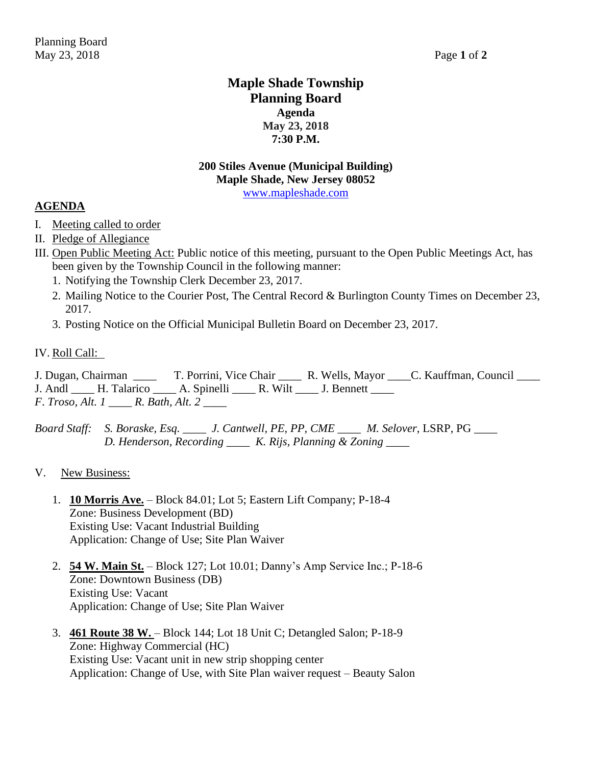# Maple Shade Township
# Planning Board
## Agenda
## May 23, 2018
## 7:30 P.M.

**200 Stiles Avenue (Municipal Building)**
**Maple Shade, New Jersey 08052**
www.mapleshade.com

## AGENDA

I. Meeting called to order

II. Pledge of Allegiance

III. Open Public Meeting Act: Public notice of this meeting, pursuant to the Open Public Meetings Act, has been given by the Township Council in the following manner:

1. Notifying the Township Clerk December 23, 2017.
2. Mailing Notice to the Courier Post, The Central Record & Burlington County Times on December 23, 2017.
3. Posting Notice on the Official Municipal Bulletin Board on December 23, 2017.

IV. Roll Call:

J. Dugan, Chairman ____ T. Porrini, Vice Chair ____ R. Wells, Mayor ____ C. Kauffman, Council ____
J. Andl ____ H. Talarico ____ A. Spinelli ____ R. Wilt ____ J. Bennett ____
*F. Troso, Alt. 1 ____ R. Bath, Alt. 2 ____*

*Board Staff: S. Boraske, Esq. ____ J. Cantwell, PE, PP, CME ____ M. Selover*, LSRP, PG ____
*D. Henderson, Recording ____ K. Rijs, Planning & Zoning ____*

V. New Business:

1. **10 Morris Ave.** – Block 84.01; Lot 5; Eastern Lift Company; P-18-4
   Zone: Business Development (BD)
   Existing Use: Vacant Industrial Building
   Application: Change of Use; Site Plan Waiver

2. **54 W. Main St.** – Block 127; Lot 10.01; Danny's Amp Service Inc.; P-18-6
   Zone: Downtown Business (DB)
   Existing Use: Vacant
   Application: Change of Use; Site Plan Waiver

3. **461 Route 38 W.** – Block 144; Lot 18 Unit C; Detangled Salon; P-18-9
   Zone: Highway Commercial (HC)
   Existing Use: Vacant unit in new strip shopping center
   Application: Change of Use, with Site Plan waiver request – Beauty Salon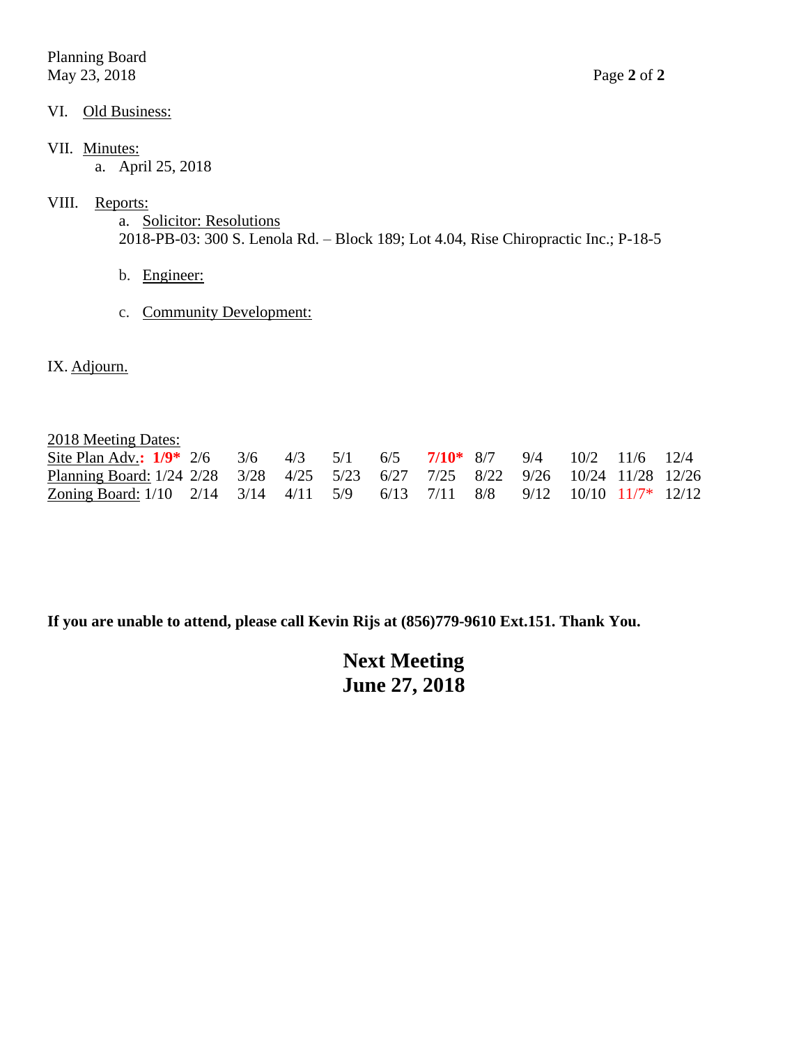VI. Old Business:

VII. Minutes:

a. April 25, 2018

VIII. Reports:

a. Solicitor: Resolutions

2018-PB-03: 300 S. Lenola Rd. – Block 189; Lot 4.04, Rise Chiropractic Inc.; P-18-5

b. Engineer:

c. Community Development:

IX. Adjourn.

2018 Meeting Dates:

| | | | | | | | | | | | | |
|---|---|---|---|---|---|---|---|---|---|---|---|---|
| Site Plan Adv.: | **1/9*** | 2/6 | 3/6 | 4/3 | 5/1 | 6/5 | **7/10*** | 8/7 | 9/4 | 10/2 | 11/6 | 12/4 |
| Planning Board: | 1/24 | 2/28 | 3/28 | 4/25 | 5/23 | 6/27 | 7/25 | 8/22 | 9/26 | 10/24 | 11/28 | 12/26 |
| Zoning Board: | 1/10 | 2/14 | 3/14 | 4/11 | 5/9 | 6/13 | 7/11 | 8/8 | 9/12 | 10/10 | 11/7* | 12/12 |

**If you are unable to attend, please call Kevin Rijs at (856)779-9610 Ext.151. Thank You.**

**Next Meeting**
**June 27, 2018**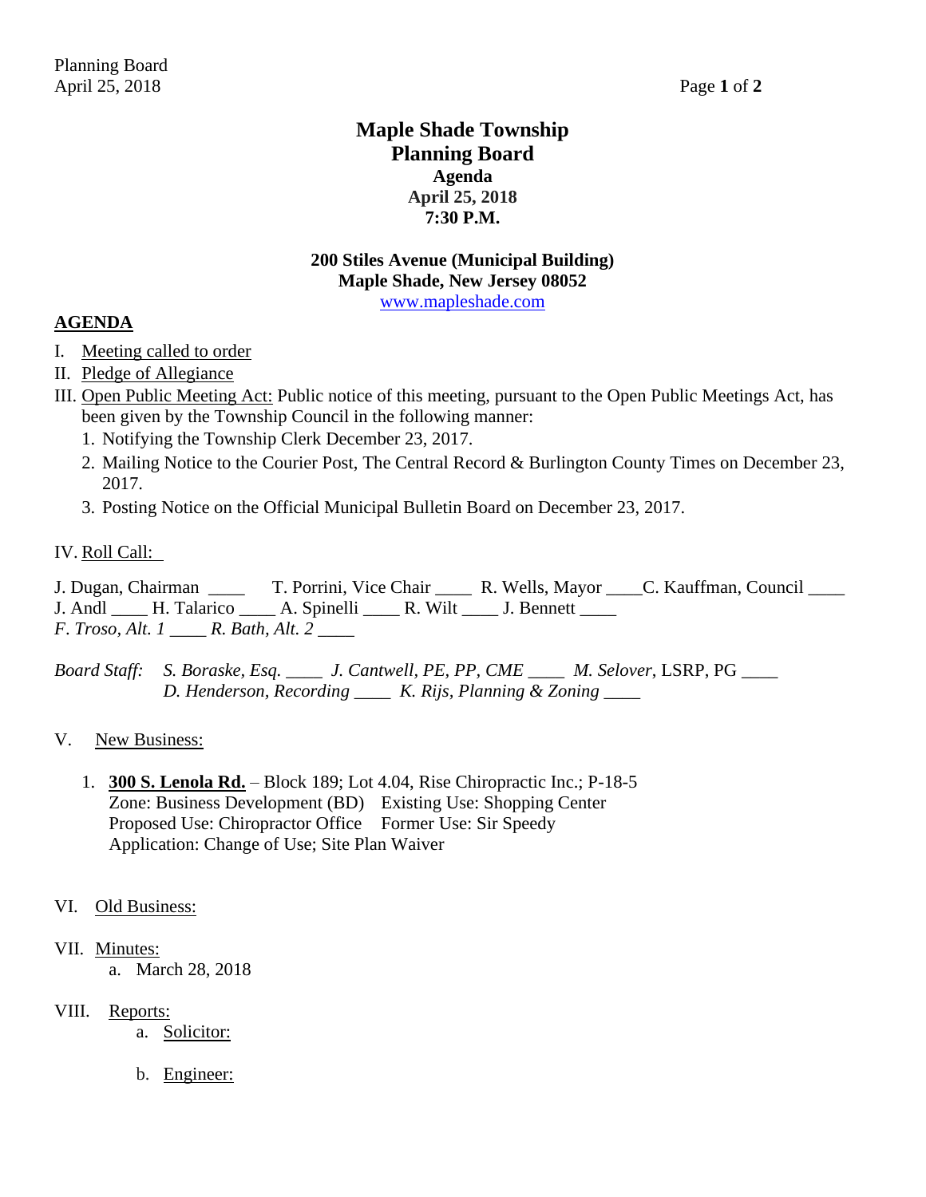# Maple Shade Township
# Planning Board
## Agenda
## April 25, 2018
## 7:30 P.M.

**200 Stiles Avenue (Municipal Building)**
**Maple Shade, New Jersey 08052**
www.mapleshade.com

## AGENDA

I. Meeting called to order

II. Pledge of Allegiance

III. Open Public Meeting Act: Public notice of this meeting, pursuant to the Open Public Meetings Act, has been given by the Township Council in the following manner:

1. Notifying the Township Clerk December 23, 2017.
2. Mailing Notice to the Courier Post, The Central Record & Burlington County Times on December 23, 2017.
3. Posting Notice on the Official Municipal Bulletin Board on December 23, 2017.

IV. Roll Call:

J. Dugan, Chairman ____ T. Porrini, Vice Chair ____ R. Wells, Mayor ____ C. Kauffman, Council ____
J. Andl ____ H. Talarico ____ A. Spinelli ____ R. Wilt ____ J. Bennett ____
*F. Troso, Alt. 1* ____ *R. Bath, Alt. 2* ____

*Board Staff:* *S. Boraske, Esq.* ____ *J. Cantwell, PE, PP, CME* ____ *M. Selover*, LSRP, PG ____
*D. Henderson, Recording* ____ *K. Rijs, Planning & Zoning* ____

V. New Business:

1. **300 S. Lenola Rd.** – Block 189; Lot 4.04, Rise Chiropractic Inc.; P-18-5
   Zone: Business Development (BD) Existing Use: Shopping Center
   Proposed Use: Chiropractor Office Former Use: Sir Speedy
   Application: Change of Use; Site Plan Waiver

VI. Old Business:

VII. Minutes:
   a. March 28, 2018

VIII. Reports:
   a. Solicitor:

   b. Engineer: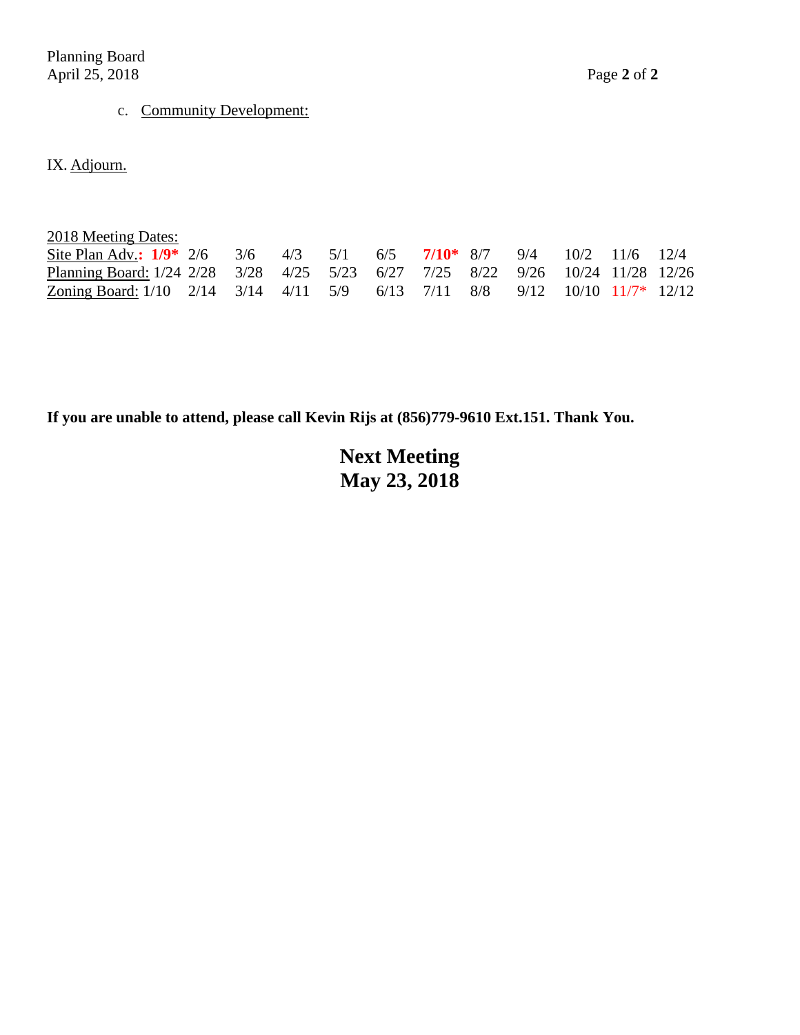c. Community Development:

IX. Adjourn.

2018 Meeting Dates:

| Site Plan Adv.: | **1/9*** | 2/6 | 3/6 | 4/3 | 5/1 | 6/5 | **7/10*** | 8/7 | 9/4 | 10/2 | 11/6 | 12/4 |
|---|---|---|---|---|---|---|---|---|---|---|---|---|
| Planning Board: | 1/24 | 2/28 | 3/28 | 4/25 | 5/23 | 6/27 | 7/25 | 8/22 | 9/26 | 10/24 | 11/28 | 12/26 |
| Zoning Board: | 1/10 | 2/14 | 3/14 | 4/11 | 5/9 | 6/13 | 7/11 | 8/8 | 9/12 | 10/10 | 11/7* | 12/12 |

**If you are unable to attend, please call Kevin Rijs at (856)779-9610 Ext.151. Thank You.**

**Next Meeting**
**May 23, 2018**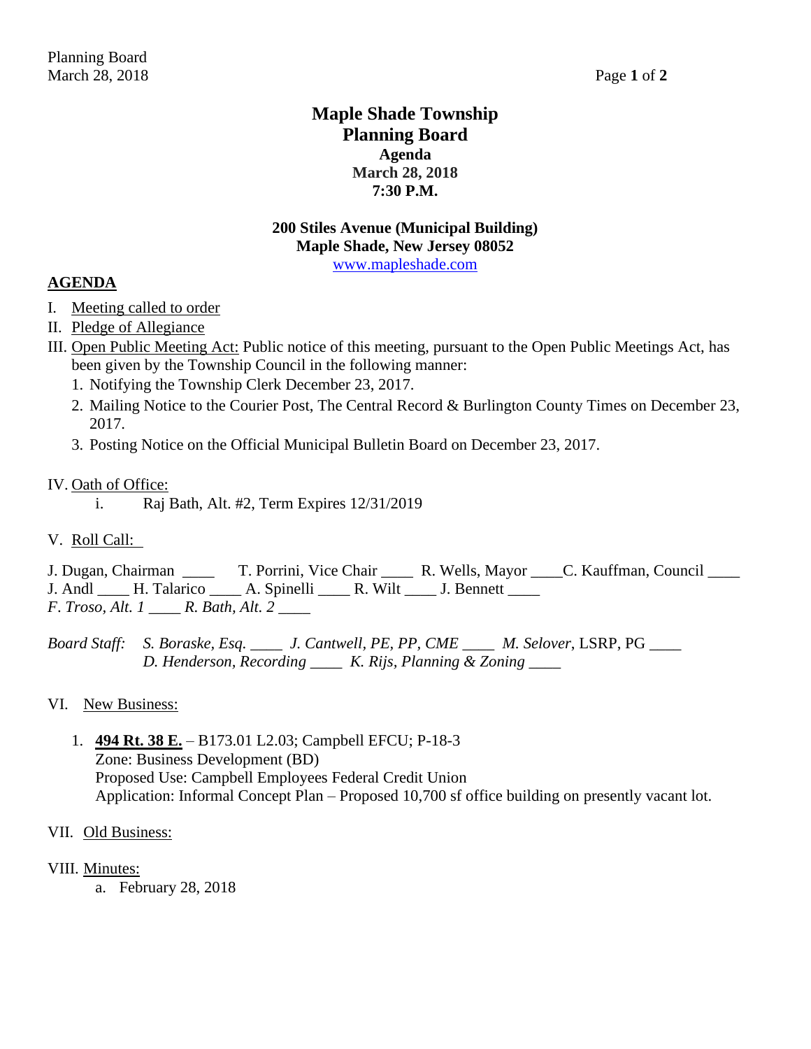# Maple Shade Township
## Planning Board
### Agenda
### March 28, 2018
### 7:30 P.M.

**200 Stiles Avenue (Municipal Building)**
**Maple Shade, New Jersey 08052**
www.mapleshade.com

## AGENDA

I. Meeting called to order

II. Pledge of Allegiance

III. Open Public Meeting Act: Public notice of this meeting, pursuant to the Open Public Meetings Act, has been given by the Township Council in the following manner:
   1. Notifying the Township Clerk December 23, 2017.
   2. Mailing Notice to the Courier Post, The Central Record & Burlington County Times on December 23, 2017.
   3. Posting Notice on the Official Municipal Bulletin Board on December 23, 2017.

IV. Oath of Office:
   i. Raj Bath, Alt. #2, Term Expires 12/31/2019

V. Roll Call:

J. Dugan, Chairman ____ T. Porrini, Vice Chair ____ R. Wells, Mayor ____C. Kauffman, Council ____
J. Andl ____ H. Talarico ____ A. Spinelli ____ R. Wilt ____ J. Bennett ____
*F. Troso, Alt. 1* ____ *R. Bath, Alt. 2* ____

*Board Staff:* *S. Boraske, Esq.* ____ *J. Cantwell, PE, PP, CME* ____ *M. Selover*, LSRP, PG ____
*D. Henderson, Recording* ____ *K. Rijs, Planning & Zoning* ____

VI. New Business:

1. **494 Rt. 38 E.** – B173.01 L2.03; Campbell EFCU; P-18-3
   Zone: Business Development (BD)
   Proposed Use: Campbell Employees Federal Credit Union
   Application: Informal Concept Plan – Proposed 10,700 sf office building on presently vacant lot.

VII. Old Business:

VIII. Minutes:
   a. February 28, 2018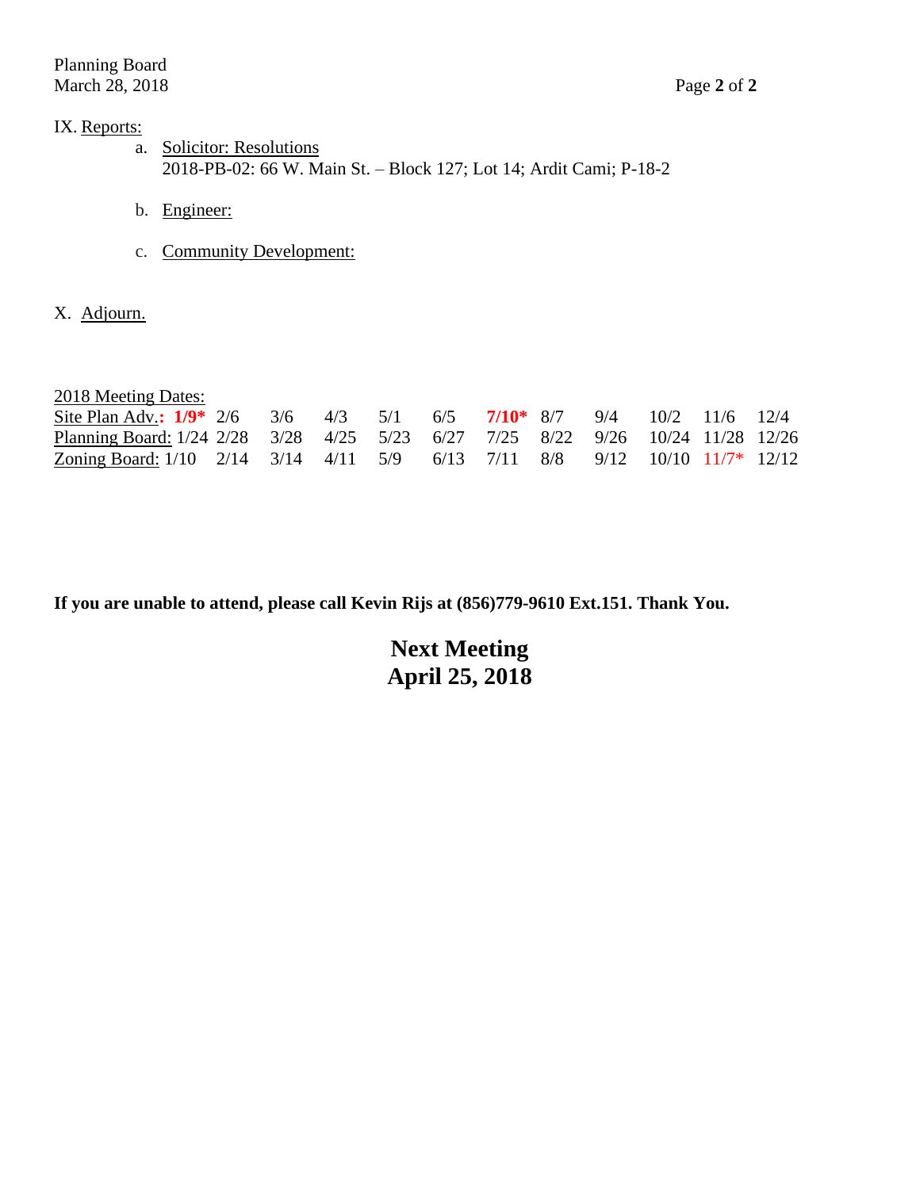Planning Board
March 28, 2018

IX. Reports:

a. Solicitor: Resolutions
   2018-PB-02: 66 W. Main St. – Block 127; Lot 14; Ardit Cami; P-18-2

b. Engineer:

c. Community Development:

X. Adjourn.

2018 Meeting Dates:

| | | | | | | | | | | | | |
|---|---|---|---|---|---|---|---|---|---|---|---|---|
| Site Plan Adv.: | **1/9*** | 2/6 | 3/6 | 4/3 | 5/1 | 6/5 | **7/10*** | 8/7 | 9/4 | 10/2 | 11/6 | 12/4 |
| Planning Board: | 1/24 | 2/28 | 3/28 | 4/25 | 5/23 | 6/27 | 7/25 | 8/22 | 9/26 | 10/24 | 11/28 | 12/26 |
| Zoning Board: | 1/10 | 2/14 | 3/14 | 4/11 | 5/9 | 6/13 | 7/11 | 8/8 | 9/12 | 10/10 | 11/7* | 12/12 |

**If you are unable to attend, please call Kevin Rijs at (856)779-9610 Ext.151. Thank You.**

**Next Meeting**
**April 25, 2018**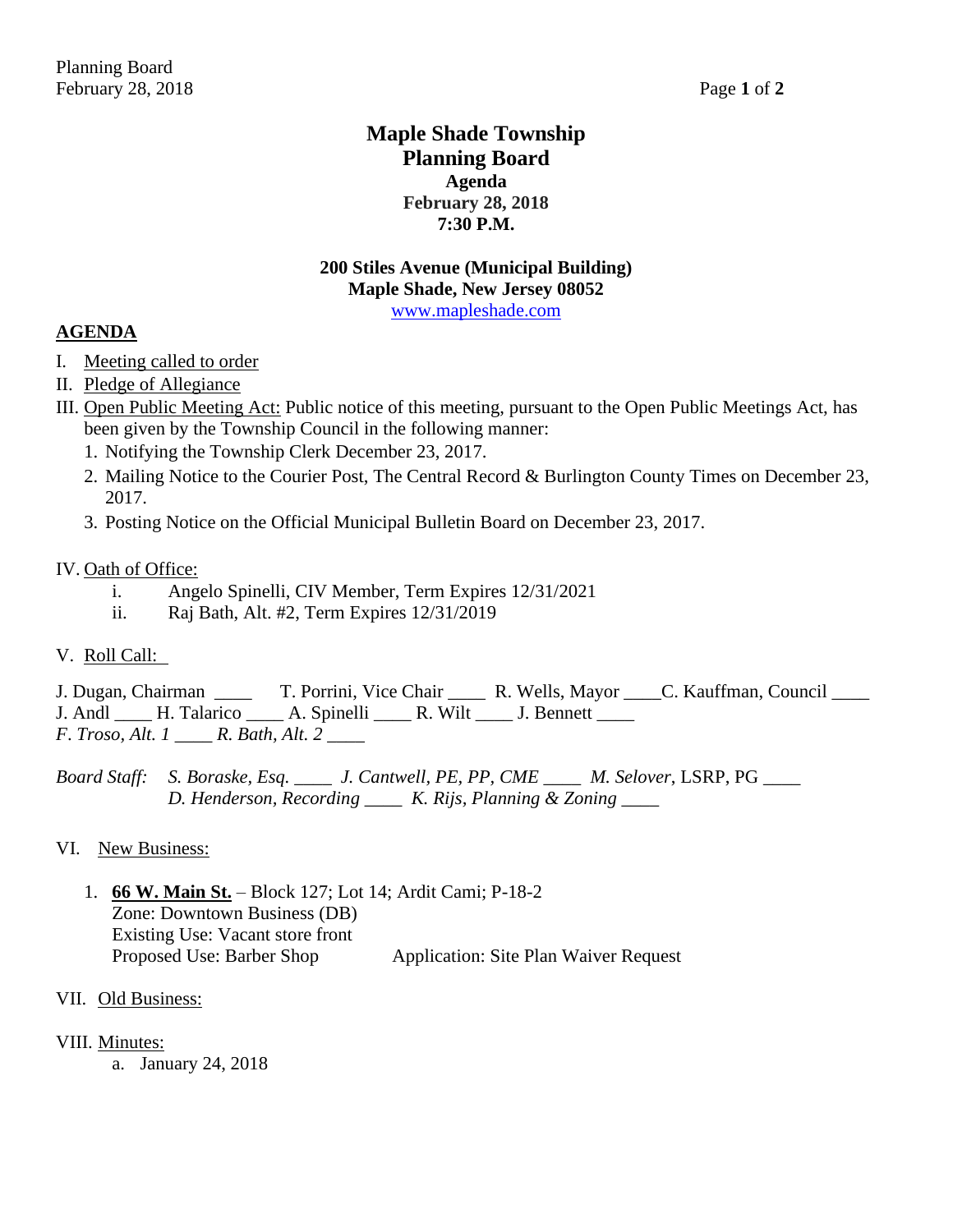# Maple Shade Township
## Planning Board
### Agenda
### February 28, 2018
### 7:30 P.M.

**200 Stiles Avenue (Municipal Building)**
**Maple Shade, New Jersey 08052**
www.mapleshade.com

## AGENDA

I. Meeting called to order

II. Pledge of Allegiance

III. Open Public Meeting Act: Public notice of this meeting, pursuant to the Open Public Meetings Act, has been given by the Township Council in the following manner:
1. Notifying the Township Clerk December 23, 2017.
2. Mailing Notice to the Courier Post, The Central Record & Burlington County Times on December 23, 2017.
3. Posting Notice on the Official Municipal Bulletin Board on December 23, 2017.

IV. Oath of Office:
- i. Angelo Spinelli, CIV Member, Term Expires 12/31/2021
- ii. Raj Bath, Alt. #2, Term Expires 12/31/2019

V. Roll Call:

J. Dugan, Chairman ____ T. Porrini, Vice Chair ____ R. Wells, Mayor ____ C. Kauffman, Council ____
J. Andl ____ H. Talarico ____ A. Spinelli ____ R. Wilt ____ J. Bennett ____
*F. Troso, Alt. 1* ____ *R. Bath, Alt. 2* ____

*Board Staff:* *S. Boraske, Esq.* ____ *J. Cantwell, PE, PP, CME* ____ *M. Selover*, LSRP, PG ____
*D. Henderson, Recording* ____ *K. Rijs, Planning & Zoning* ____

VI. New Business:

1. **66 W. Main St.** – Block 127; Lot 14; Ardit Cami; P-18-2
   Zone: Downtown Business (DB)
   Existing Use: Vacant store front
   Proposed Use: Barber Shop        Application: Site Plan Waiver Request

VII. Old Business:

VIII. Minutes:
- a. January 24, 2018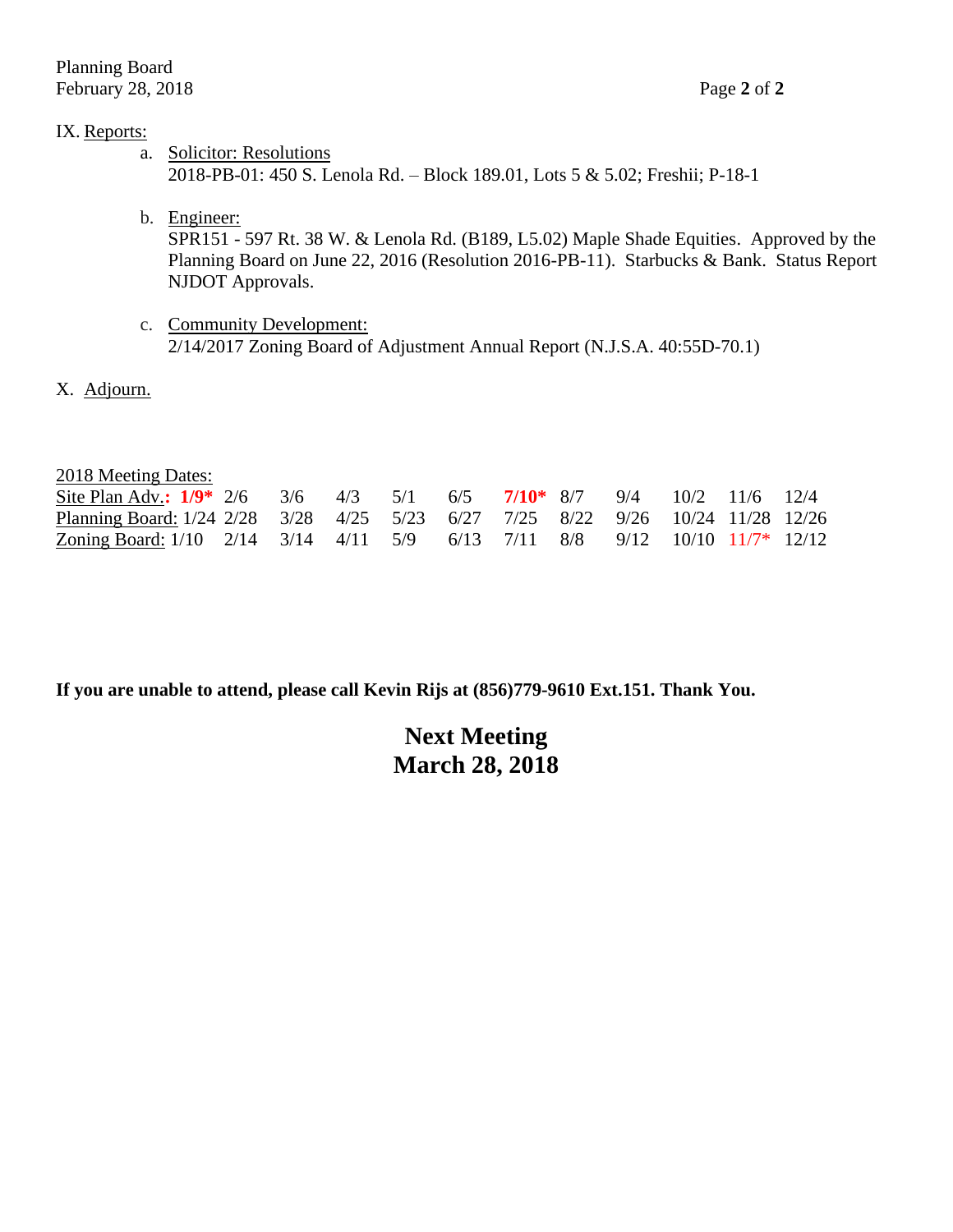IX. Reports:

a. Solicitor: Resolutions
   2018-PB-01: 450 S. Lenola Rd. – Block 189.01, Lots 5 & 5.02; Freshii; P-18-1

b. Engineer:
   SPR151 - 597 Rt. 38 W. & Lenola Rd. (B189, L5.02) Maple Shade Equities. Approved by the Planning Board on June 22, 2016 (Resolution 2016-PB-11). Starbucks & Bank. Status Report NJDOT Approvals.

c. Community Development:
   2/14/2017 Zoning Board of Adjustment Annual Report (N.J.S.A. 40:55D-70.1)

X. Adjourn.

2018 Meeting Dates:

| | | | | | | | | | | | | |
|---|---|---|---|---|---|---|---|---|---|---|---|---|
| Site Plan Adv.: | **1/9*** | 2/6 | 3/6 | 4/3 | 5/1 | 6/5 | **7/10*** | 8/7 | 9/4 | 10/2 | 11/6 | 12/4 |
| Planning Board: | 1/24 | 2/28 | 3/28 | 4/25 | 5/23 | 6/27 | 7/25 | 8/22 | 9/26 | 10/24 | 11/28 | 12/26 |
| Zoning Board: | 1/10 | 2/14 | 3/14 | 4/11 | 5/9 | 6/13 | 7/11 | 8/8 | 9/12 | 10/10 | 11/7* | 12/12 |

**If you are unable to attend, please call Kevin Rijs at (856)779-9610 Ext.151. Thank You.**

## Next Meeting
## March 28, 2018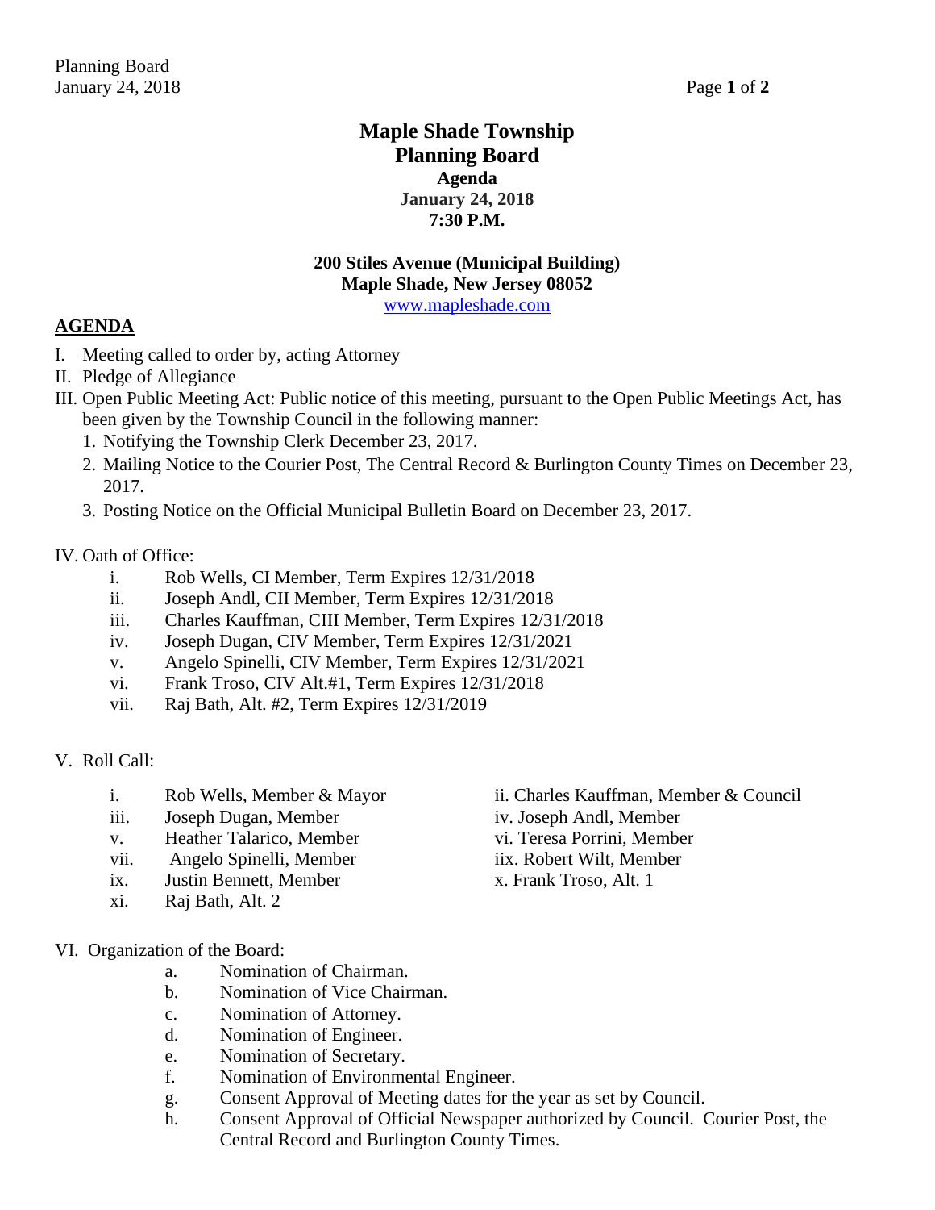# Maple Shade Township
# Planning Board
## Agenda
## January 24, 2018
## 7:30 P.M.

**200 Stiles Avenue (Municipal Building)**
**Maple Shade, New Jersey 08052**
www.mapleshade.com

**AGENDA**

I. Meeting called to order by, acting Attorney

II. Pledge of Allegiance

III. Open Public Meeting Act: Public notice of this meeting, pursuant to the Open Public Meetings Act, has been given by the Township Council in the following manner:
   1. Notifying the Township Clerk December 23, 2017.
   2. Mailing Notice to the Courier Post, The Central Record & Burlington County Times on December 23, 2017.
   3. Posting Notice on the Official Municipal Bulletin Board on December 23, 2017.

IV. Oath of Office:
   i. Rob Wells, CI Member, Term Expires 12/31/2018
   ii. Joseph Andl, CII Member, Term Expires 12/31/2018
   iii. Charles Kauffman, CIII Member, Term Expires 12/31/2018
   iv. Joseph Dugan, CIV Member, Term Expires 12/31/2021
   v. Angelo Spinelli, CIV Member, Term Expires 12/31/2021
   vi. Frank Troso, CIV Alt.#1, Term Expires 12/31/2018
   vii. Raj Bath, Alt. #2, Term Expires 12/31/2019

V. Roll Call:
   i. Rob Wells, Member & Mayor
   ii. Charles Kauffman, Member & Council
   iii. Joseph Dugan, Member
   iv. Joseph Andl, Member
   v. Heather Talarico, Member
   vi. Teresa Porrini, Member
   vii. Angelo Spinelli, Member
   iix. Robert Wilt, Member
   ix. Justin Bennett, Member
   x. Frank Troso, Alt. 1
   xi. Raj Bath, Alt. 2

VI. Organization of the Board:
   a. Nomination of Chairman.
   b. Nomination of Vice Chairman.
   c. Nomination of Attorney.
   d. Nomination of Engineer.
   e. Nomination of Secretary.
   f. Nomination of Environmental Engineer.
   g. Consent Approval of Meeting dates for the year as set by Council.
   h. Consent Approval of Official Newspaper authorized by Council. Courier Post, the Central Record and Burlington County Times.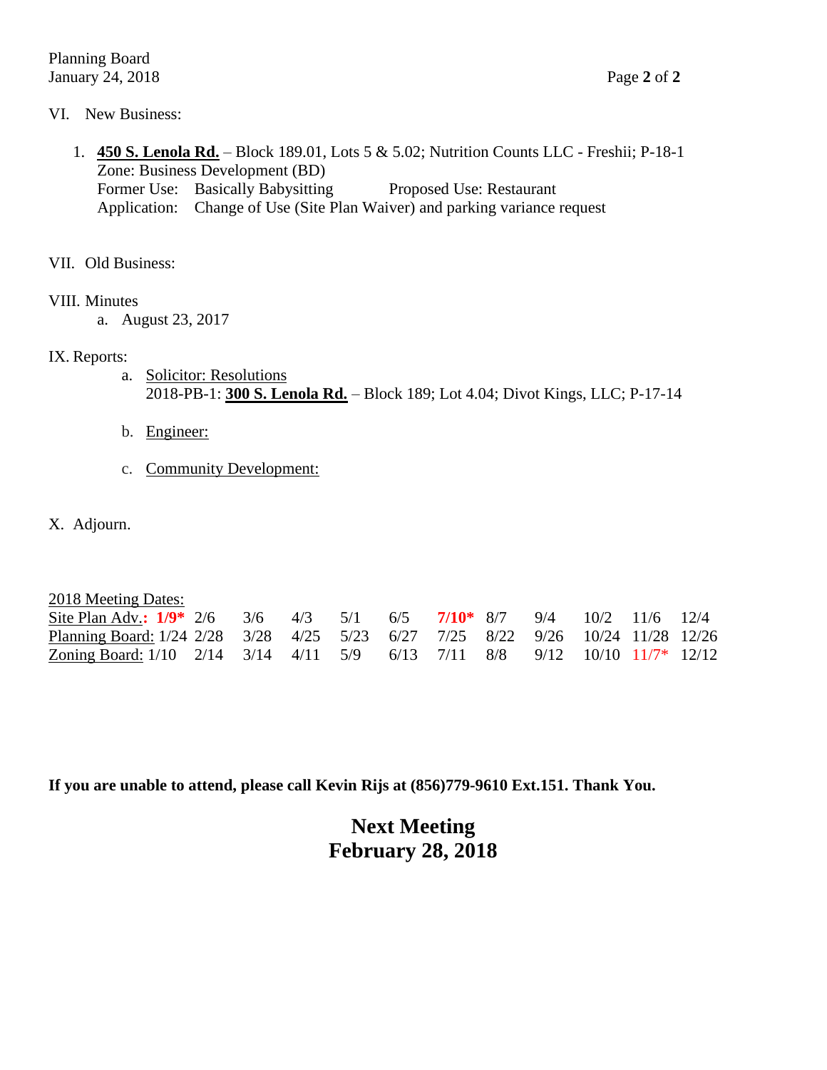VI. New Business:

1. **450 S. Lenola Rd.** – Block 189.01, Lots 5 & 5.02; Nutrition Counts LLC - Freshii; P-18-1
   Zone: Business Development (BD)
   Former Use: Basically Babysitting    Proposed Use: Restaurant
   Application: Change of Use (Site Plan Waiver) and parking variance request

VII. Old Business:

VIII. Minutes

a. August 23, 2017

IX. Reports:

a. Solicitor: Resolutions
   2018-PB-1: **300 S. Lenola Rd.** – Block 189; Lot 4.04; Divot Kings, LLC; P-17-14

b. Engineer:

c. Community Development:

X. Adjourn.

2018 Meeting Dates:

| | | | | | | | | | | | | |
|---|---|---|---|---|---|---|---|---|---|---|---|---|
| Site Plan Adv.: | **1/9*** | 2/6 | 3/6 | 4/3 | 5/1 | 6/5 | **7/10*** | 8/7 | 9/4 | 10/2 | 11/6 | 12/4 |
| Planning Board: | 1/24 | 2/28 | 3/28 | 4/25 | 5/23 | 6/27 | 7/25 | 8/22 | 9/26 | 10/24 | 11/28 | 12/26 |
| Zoning Board: | 1/10 | 2/14 | 3/14 | 4/11 | 5/9 | 6/13 | 7/11 | 8/8 | 9/12 | 10/10 | 11/7* | 12/12 |

**If you are unable to attend, please call Kevin Rijs at (856)779-9610 Ext.151. Thank You.**

## Next Meeting
## February 28, 2018